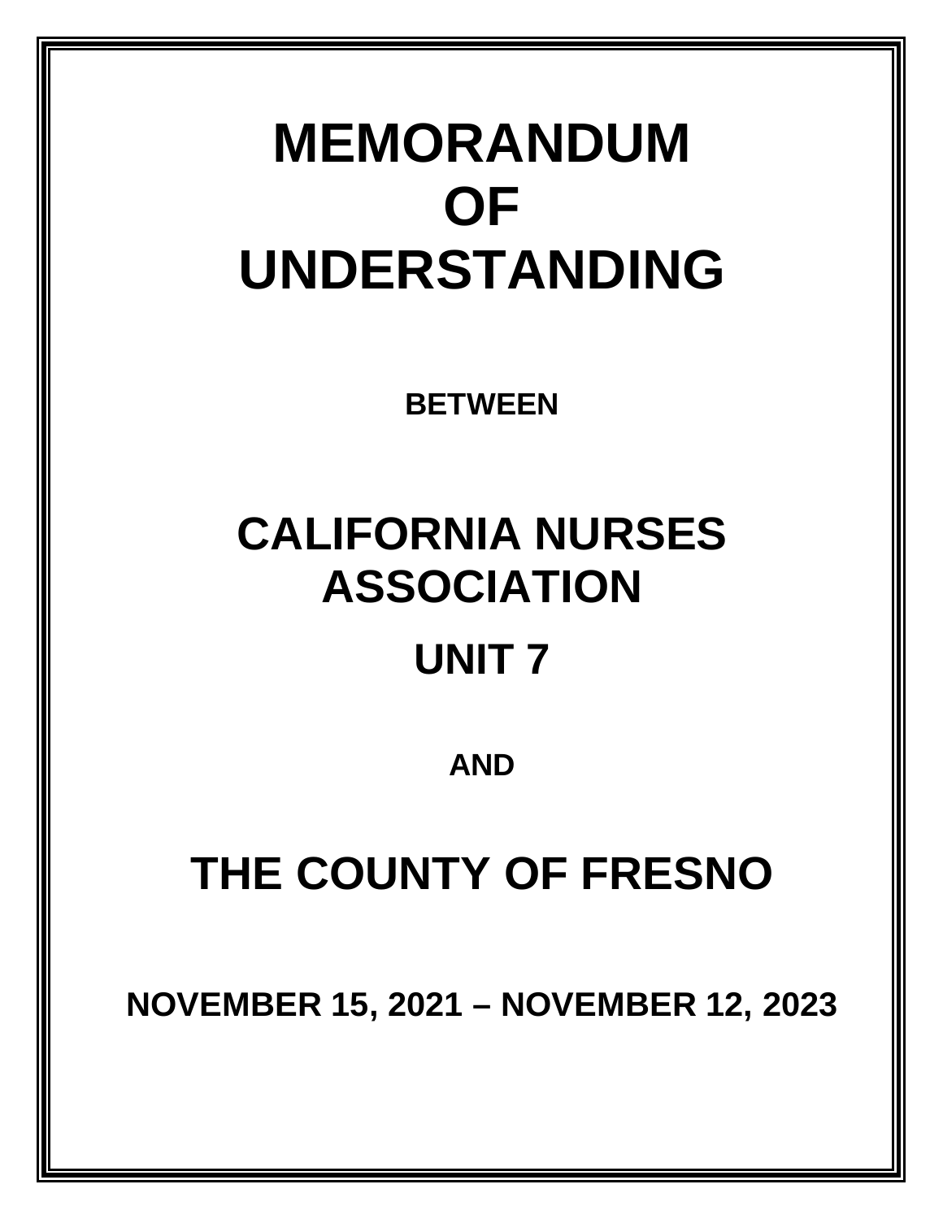# MEMORANDUM OF UNDERSTANDING

**BETWEEN**

# CALIFORNIA NURSES ASSOCIATION

## UNIT 7

**AND**

# THE COUNTY OF FRESNO

**NOVEMBER 15, 2021 – NOVEMBER 12, 2023**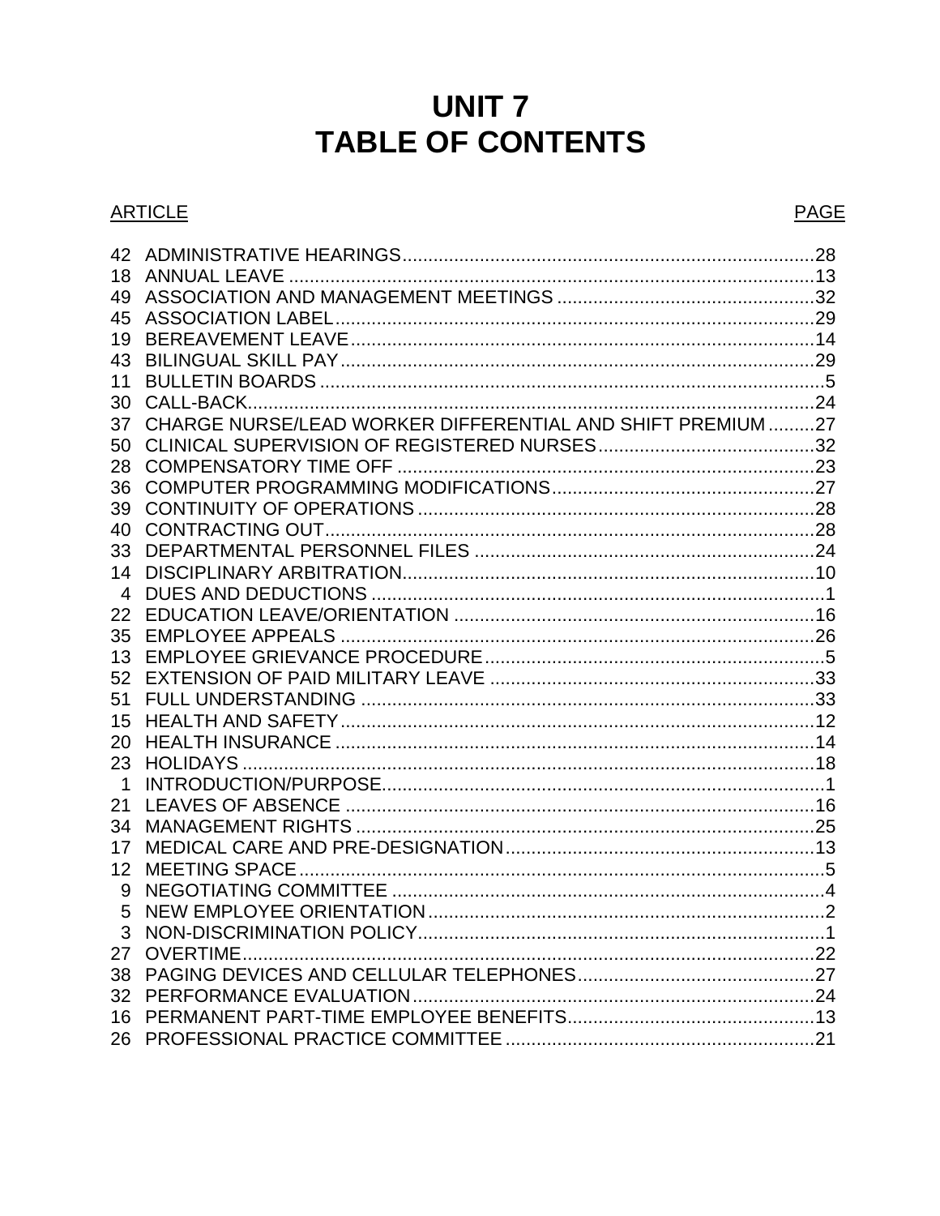# UNIT 7
# TABLE OF CONTENTS

| ARTICLE | | PAGE |
|---|---|---|
| 42 | ADMINISTRATIVE HEARINGS | 28 |
| 18 | ANNUAL LEAVE | 13 |
| 49 | ASSOCIATION AND MANAGEMENT MEETINGS | 32 |
| 45 | ASSOCIATION LABEL | 29 |
| 19 | BEREAVEMENT LEAVE | 14 |
| 43 | BILINGUAL SKILL PAY | 29 |
| 11 | BULLETIN BOARDS | 5 |
| 30 | CALL-BACK | 24 |
| 37 | CHARGE NURSE/LEAD WORKER DIFFERENTIAL AND SHIFT PREMIUM | 27 |
| 50 | CLINICAL SUPERVISION OF REGISTERED NURSES | 32 |
| 28 | COMPENSATORY TIME OFF | 23 |
| 36 | COMPUTER PROGRAMMING MODIFICATIONS | 27 |
| 39 | CONTINUITY OF OPERATIONS | 28 |
| 40 | CONTRACTING OUT | 28 |
| 33 | DEPARTMENTAL PERSONNEL FILES | 24 |
| 14 | DISCIPLINARY ARBITRATION | 10 |
| 4 | DUES AND DEDUCTIONS | 1 |
| 22 | EDUCATION LEAVE/ORIENTATION | 16 |
| 35 | EMPLOYEE APPEALS | 26 |
| 13 | EMPLOYEE GRIEVANCE PROCEDURE | 5 |
| 52 | EXTENSION OF PAID MILITARY LEAVE | 33 |
| 51 | FULL UNDERSTANDING | 33 |
| 15 | HEALTH AND SAFETY | 12 |
| 20 | HEALTH INSURANCE | 14 |
| 23 | HOLIDAYS | 18 |
| 1 | INTRODUCTION/PURPOSE | 1 |
| 21 | LEAVES OF ABSENCE | 16 |
| 34 | MANAGEMENT RIGHTS | 25 |
| 17 | MEDICAL CARE AND PRE-DESIGNATION | 13 |
| 12 | MEETING SPACE | 5 |
| 9 | NEGOTIATING COMMITTEE | 4 |
| 5 | NEW EMPLOYEE ORIENTATION | 2 |
| 3 | NON-DISCRIMINATION POLICY | 1 |
| 27 | OVERTIME | 22 |
| 38 | PAGING DEVICES AND CELLULAR TELEPHONES | 27 |
| 32 | PERFORMANCE EVALUATION | 24 |
| 16 | PERMANENT PART-TIME EMPLOYEE BENEFITS | 13 |
| 26 | PROFESSIONAL PRACTICE COMMITTEE | 21 |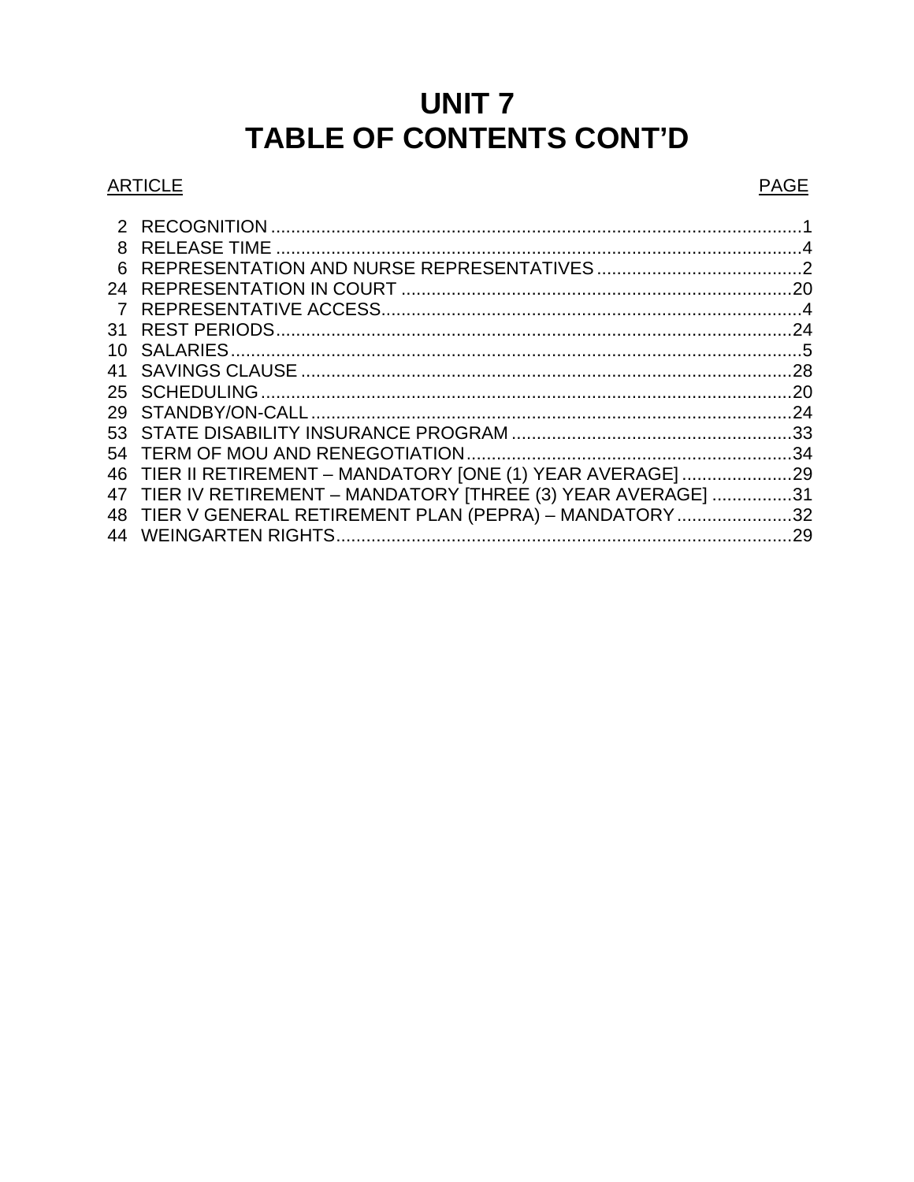# UNIT 7
# TABLE OF CONTENTS CONT'D

| ARTICLE | | PAGE |
|---|---|---|
| 2 | RECOGNITION | 1 |
| 8 | RELEASE TIME | 4 |
| 6 | REPRESENTATION AND NURSE REPRESENTATIVES | 2 |
| 24 | REPRESENTATION IN COURT | 20 |
| 7 | REPRESENTATIVE ACCESS | 4 |
| 31 | REST PERIODS | 24 |
| 10 | SALARIES | 5 |
| 41 | SAVINGS CLAUSE | 28 |
| 25 | SCHEDULING | 20 |
| 29 | STANDBY/ON-CALL | 24 |
| 53 | STATE DISABILITY INSURANCE PROGRAM | 33 |
| 54 | TERM OF MOU AND RENEGOTIATION | 34 |
| 46 | TIER II RETIREMENT – MANDATORY [ONE (1) YEAR AVERAGE] | 29 |
| 47 | TIER IV RETIREMENT – MANDATORY [THREE (3) YEAR AVERAGE] | 31 |
| 48 | TIER V GENERAL RETIREMENT PLAN (PEPRA) – MANDATORY | 32 |
| 44 | WEINGARTEN RIGHTS | 29 |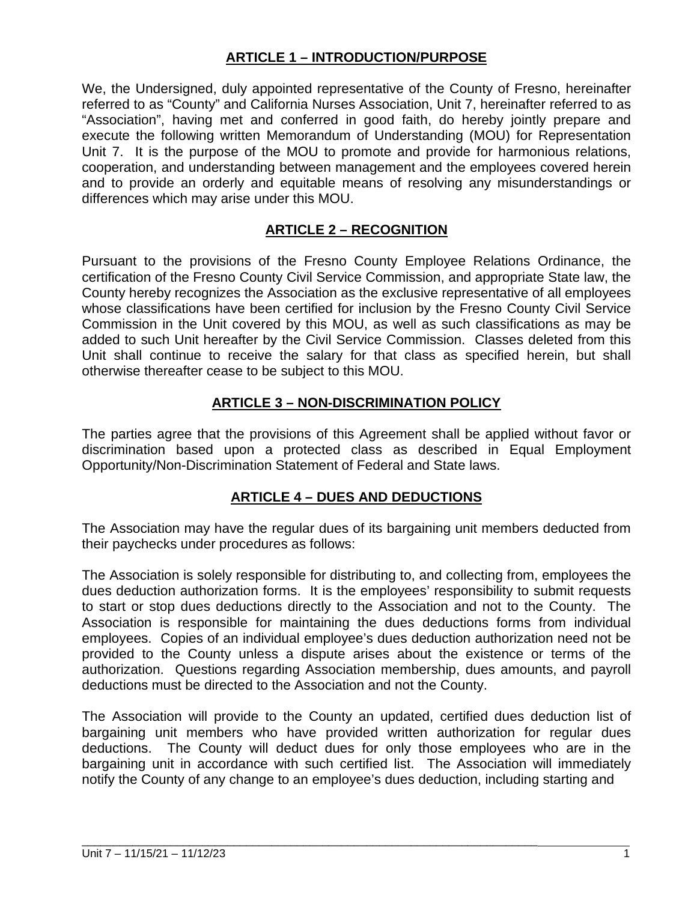## ARTICLE 1 – INTRODUCTION/PURPOSE

We, the Undersigned, duly appointed representative of the County of Fresno, hereinafter referred to as "County" and California Nurses Association, Unit 7, hereinafter referred to as "Association", having met and conferred in good faith, do hereby jointly prepare and execute the following written Memorandum of Understanding (MOU) for Representation Unit 7. It is the purpose of the MOU to promote and provide for harmonious relations, cooperation, and understanding between management and the employees covered herein and to provide an orderly and equitable means of resolving any misunderstandings or differences which may arise under this MOU.

## ARTICLE 2 – RECOGNITION

Pursuant to the provisions of the Fresno County Employee Relations Ordinance, the certification of the Fresno County Civil Service Commission, and appropriate State law, the County hereby recognizes the Association as the exclusive representative of all employees whose classifications have been certified for inclusion by the Fresno County Civil Service Commission in the Unit covered by this MOU, as well as such classifications as may be added to such Unit hereafter by the Civil Service Commission. Classes deleted from this Unit shall continue to receive the salary for that class as specified herein, but shall otherwise thereafter cease to be subject to this MOU.

## ARTICLE 3 – NON-DISCRIMINATION POLICY

The parties agree that the provisions of this Agreement shall be applied without favor or discrimination based upon a protected class as described in Equal Employment Opportunity/Non-Discrimination Statement of Federal and State laws.

## ARTICLE 4 – DUES AND DEDUCTIONS

The Association may have the regular dues of its bargaining unit members deducted from their paychecks under procedures as follows:

The Association is solely responsible for distributing to, and collecting from, employees the dues deduction authorization forms. It is the employees' responsibility to submit requests to start or stop dues deductions directly to the Association and not to the County. The Association is responsible for maintaining the dues deductions forms from individual employees. Copies of an individual employee's dues deduction authorization need not be provided to the County unless a dispute arises about the existence or terms of the authorization. Questions regarding Association membership, dues amounts, and payroll deductions must be directed to the Association and not the County.

The Association will provide to the County an updated, certified dues deduction list of bargaining unit members who have provided written authorization for regular dues deductions. The County will deduct dues for only those employees who are in the bargaining unit in accordance with such certified list. The Association will immediately notify the County of any change to an employee's dues deduction, including starting and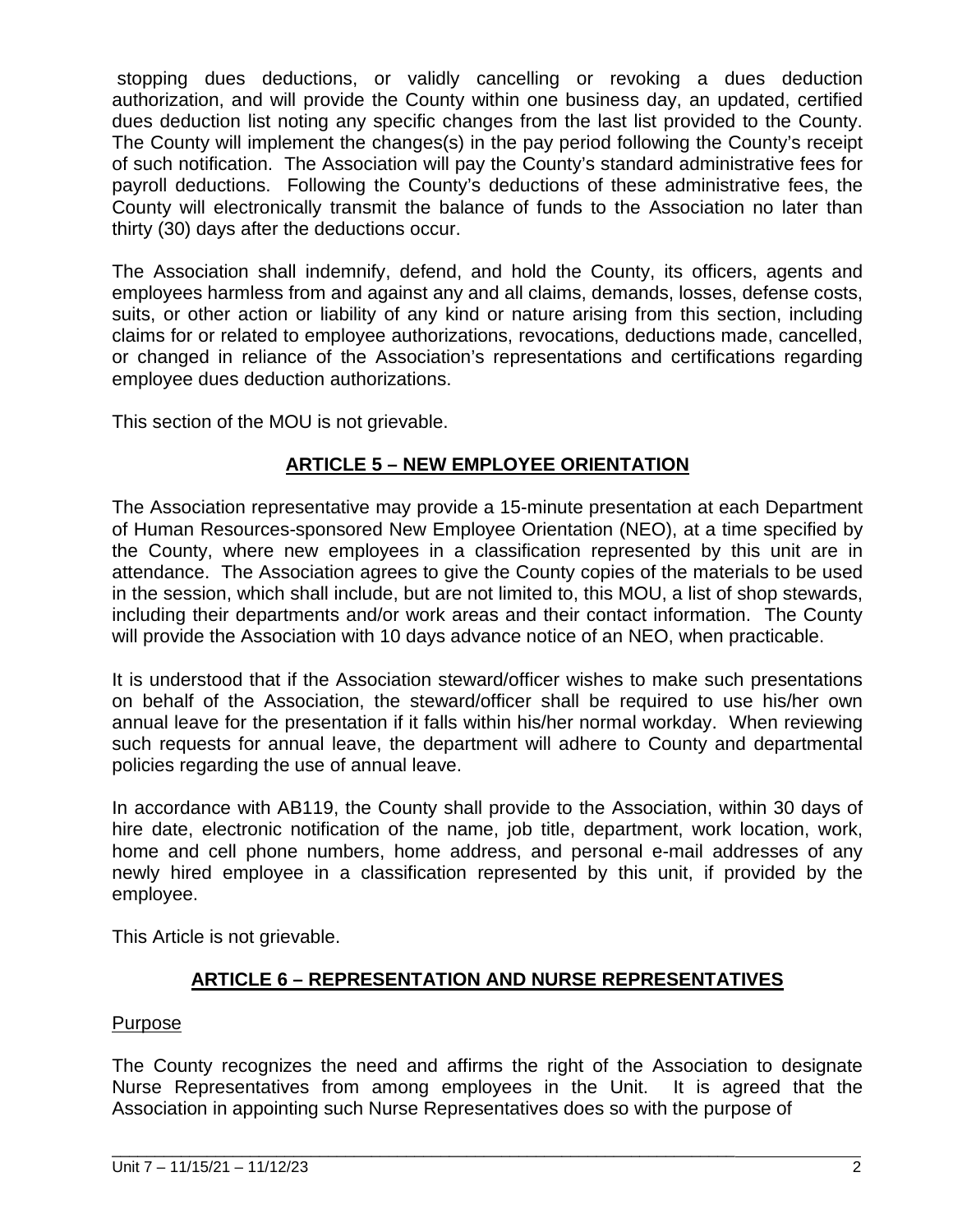stopping dues deductions, or validly cancelling or revoking a dues deduction authorization, and will provide the County within one business day, an updated, certified dues deduction list noting any specific changes from the last list provided to the County. The County will implement the changes(s) in the pay period following the County's receipt of such notification. The Association will pay the County's standard administrative fees for payroll deductions. Following the County's deductions of these administrative fees, the County will electronically transmit the balance of funds to the Association no later than thirty (30) days after the deductions occur.

The Association shall indemnify, defend, and hold the County, its officers, agents and employees harmless from and against any and all claims, demands, losses, defense costs, suits, or other action or liability of any kind or nature arising from this section, including claims for or related to employee authorizations, revocations, deductions made, cancelled, or changed in reliance of the Association's representations and certifications regarding employee dues deduction authorizations.

This section of the MOU is not grievable.

## ARTICLE 5 – NEW EMPLOYEE ORIENTATION

The Association representative may provide a 15-minute presentation at each Department of Human Resources-sponsored New Employee Orientation (NEO), at a time specified by the County, where new employees in a classification represented by this unit are in attendance. The Association agrees to give the County copies of the materials to be used in the session, which shall include, but are not limited to, this MOU, a list of shop stewards, including their departments and/or work areas and their contact information. The County will provide the Association with 10 days advance notice of an NEO, when practicable.

It is understood that if the Association steward/officer wishes to make such presentations on behalf of the Association, the steward/officer shall be required to use his/her own annual leave for the presentation if it falls within his/her normal workday. When reviewing such requests for annual leave, the department will adhere to County and departmental policies regarding the use of annual leave.

In accordance with AB119, the County shall provide to the Association, within 30 days of hire date, electronic notification of the name, job title, department, work location, work, home and cell phone numbers, home address, and personal e-mail addresses of any newly hired employee in a classification represented by this unit, if provided by the employee.

This Article is not grievable.

## ARTICLE 6 – REPRESENTATION AND NURSE REPRESENTATIVES

Purpose

The County recognizes the need and affirms the right of the Association to designate Nurse Representatives from among employees in the Unit. It is agreed that the Association in appointing such Nurse Representatives does so with the purpose of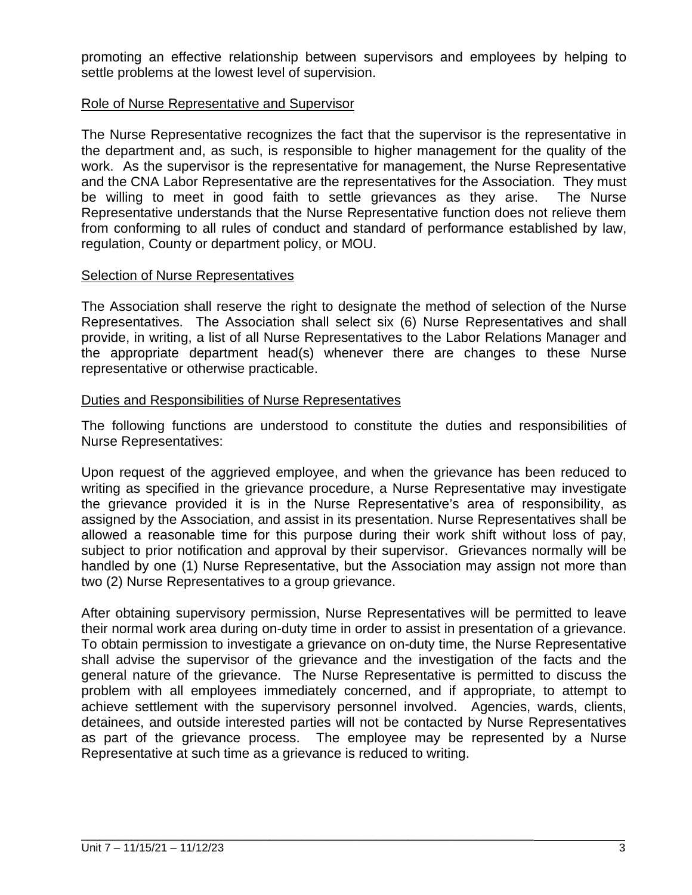promoting an effective relationship between supervisors and employees by helping to settle problems at the lowest level of supervision.

Role of Nurse Representative and Supervisor

The Nurse Representative recognizes the fact that the supervisor is the representative in the department and, as such, is responsible to higher management for the quality of the work. As the supervisor is the representative for management, the Nurse Representative and the CNA Labor Representative are the representatives for the Association. They must be willing to meet in good faith to settle grievances as they arise. The Nurse Representative understands that the Nurse Representative function does not relieve them from conforming to all rules of conduct and standard of performance established by law, regulation, County or department policy, or MOU.

Selection of Nurse Representatives

The Association shall reserve the right to designate the method of selection of the Nurse Representatives. The Association shall select six (6) Nurse Representatives and shall provide, in writing, a list of all Nurse Representatives to the Labor Relations Manager and the appropriate department head(s) whenever there are changes to these Nurse representative or otherwise practicable.

Duties and Responsibilities of Nurse Representatives

The following functions are understood to constitute the duties and responsibilities of Nurse Representatives:

Upon request of the aggrieved employee, and when the grievance has been reduced to writing as specified in the grievance procedure, a Nurse Representative may investigate the grievance provided it is in the Nurse Representative's area of responsibility, as assigned by the Association, and assist in its presentation. Nurse Representatives shall be allowed a reasonable time for this purpose during their work shift without loss of pay, subject to prior notification and approval by their supervisor. Grievances normally will be handled by one (1) Nurse Representative, but the Association may assign not more than two (2) Nurse Representatives to a group grievance.

After obtaining supervisory permission, Nurse Representatives will be permitted to leave their normal work area during on-duty time in order to assist in presentation of a grievance. To obtain permission to investigate a grievance on on-duty time, the Nurse Representative shall advise the supervisor of the grievance and the investigation of the facts and the general nature of the grievance. The Nurse Representative is permitted to discuss the problem with all employees immediately concerned, and if appropriate, to attempt to achieve settlement with the supervisory personnel involved. Agencies, wards, clients, detainees, and outside interested parties will not be contacted by Nurse Representatives as part of the grievance process. The employee may be represented by a Nurse Representative at such time as a grievance is reduced to writing.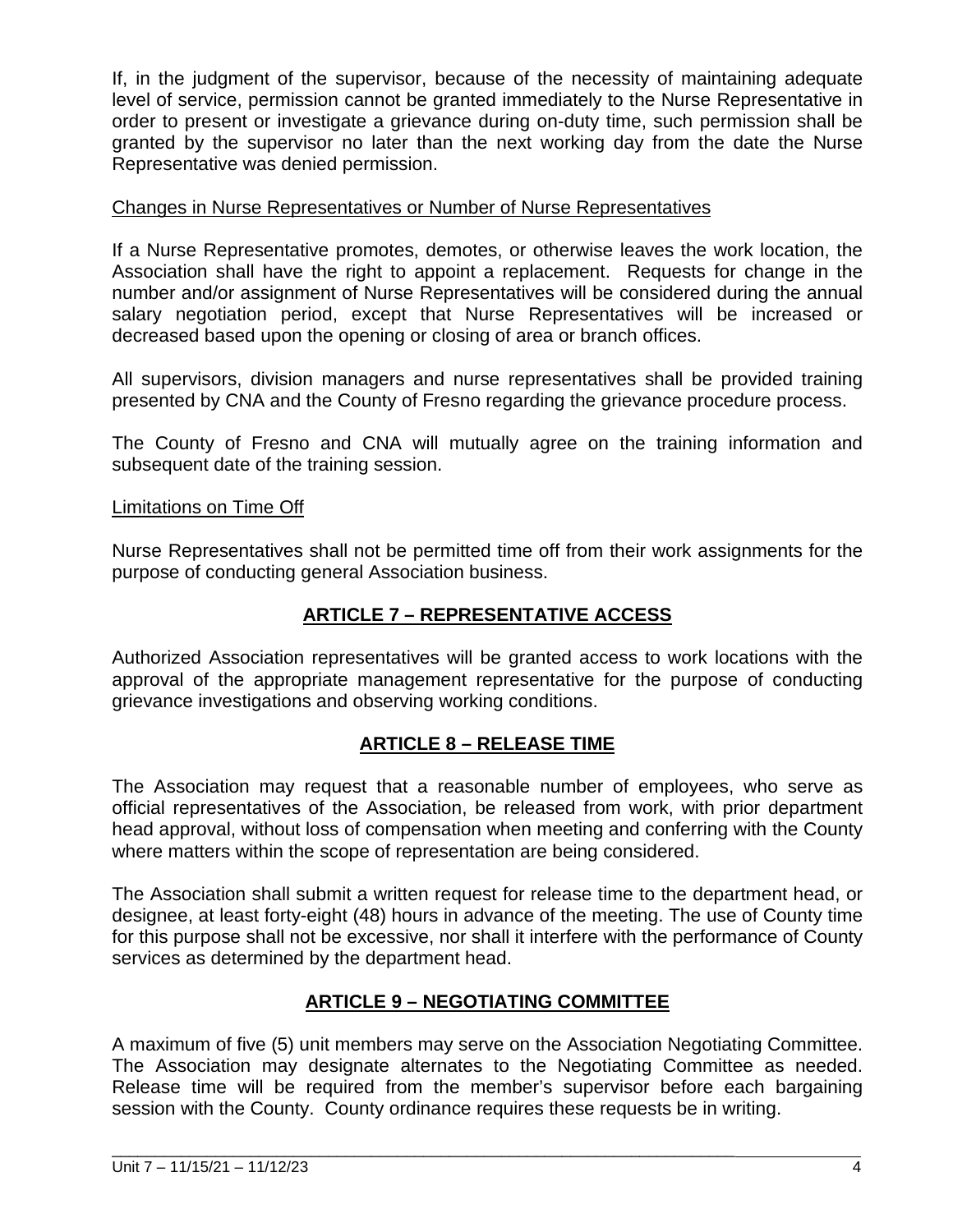If, in the judgment of the supervisor, because of the necessity of maintaining adequate level of service, permission cannot be granted immediately to the Nurse Representative in order to present or investigate a grievance during on-duty time, such permission shall be granted by the supervisor no later than the next working day from the date the Nurse Representative was denied permission.

<u>Changes in Nurse Representatives or Number of Nurse Representatives</u>

If a Nurse Representative promotes, demotes, or otherwise leaves the work location, the Association shall have the right to appoint a replacement. Requests for change in the number and/or assignment of Nurse Representatives will be considered during the annual salary negotiation period, except that Nurse Representatives will be increased or decreased based upon the opening or closing of area or branch offices.

All supervisors, division managers and nurse representatives shall be provided training presented by CNA and the County of Fresno regarding the grievance procedure process.

The County of Fresno and CNA will mutually agree on the training information and subsequent date of the training session.

<u>Limitations on Time Off</u>

Nurse Representatives shall not be permitted time off from their work assignments for the purpose of conducting general Association business.

## ARTICLE 7 – REPRESENTATIVE ACCESS

Authorized Association representatives will be granted access to work locations with the approval of the appropriate management representative for the purpose of conducting grievance investigations and observing working conditions.

## ARTICLE 8 – RELEASE TIME

The Association may request that a reasonable number of employees, who serve as official representatives of the Association, be released from work, with prior department head approval, without loss of compensation when meeting and conferring with the County where matters within the scope of representation are being considered.

The Association shall submit a written request for release time to the department head, or designee, at least forty-eight (48) hours in advance of the meeting. The use of County time for this purpose shall not be excessive, nor shall it interfere with the performance of County services as determined by the department head.

## ARTICLE 9 – NEGOTIATING COMMITTEE

A maximum of five (5) unit members may serve on the Association Negotiating Committee. The Association may designate alternates to the Negotiating Committee as needed. Release time will be required from the member's supervisor before each bargaining session with the County. County ordinance requires these requests be in writing.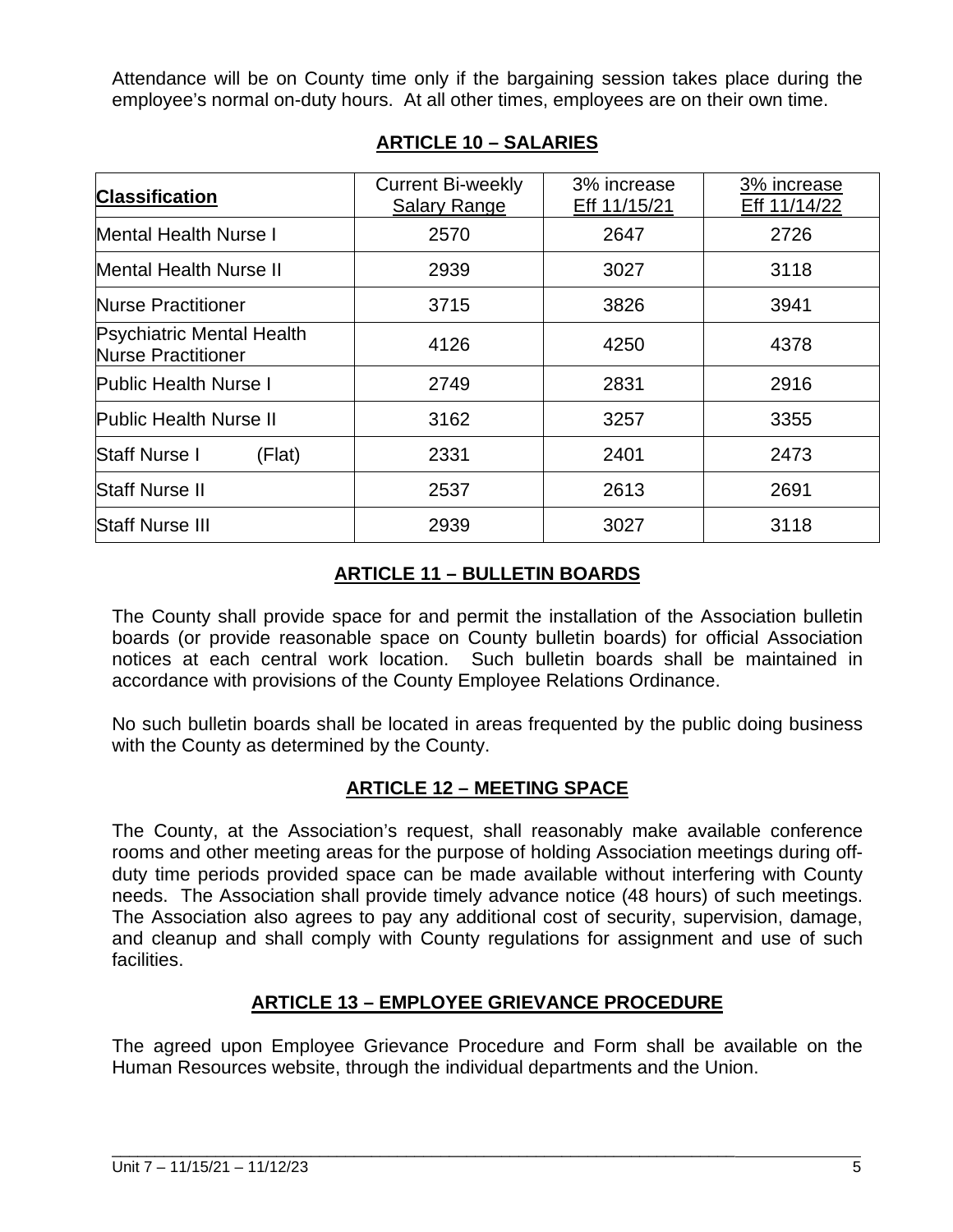Attendance will be on County time only if the bargaining session takes place during the employee's normal on-duty hours. At all other times, employees are on their own time.

## ARTICLE 10 – SALARIES

| Classification | Current Bi-weekly Salary Range | 3% increase Eff 11/15/21 | 3% increase Eff 11/14/22 |
|---|---|---|---|
| Mental Health Nurse I | 2570 | 2647 | 2726 |
| Mental Health Nurse II | 2939 | 3027 | 3118 |
| Nurse Practitioner | 3715 | 3826 | 3941 |
| Psychiatric Mental Health Nurse Practitioner | 4126 | 4250 | 4378 |
| Public Health Nurse I | 2749 | 2831 | 2916 |
| Public Health Nurse II | 3162 | 3257 | 3355 |
| Staff Nurse I (Flat) | 2331 | 2401 | 2473 |
| Staff Nurse II | 2537 | 2613 | 2691 |
| Staff Nurse III | 2939 | 3027 | 3118 |

## ARTICLE 11 – BULLETIN BOARDS

The County shall provide space for and permit the installation of the Association bulletin boards (or provide reasonable space on County bulletin boards) for official Association notices at each central work location. Such bulletin boards shall be maintained in accordance with provisions of the County Employee Relations Ordinance.

No such bulletin boards shall be located in areas frequented by the public doing business with the County as determined by the County.

## ARTICLE 12 – MEETING SPACE

The County, at the Association's request, shall reasonably make available conference rooms and other meeting areas for the purpose of holding Association meetings during off-duty time periods provided space can be made available without interfering with County needs. The Association shall provide timely advance notice (48 hours) of such meetings. The Association also agrees to pay any additional cost of security, supervision, damage, and cleanup and shall comply with County regulations for assignment and use of such facilities.

## ARTICLE 13 – EMPLOYEE GRIEVANCE PROCEDURE

The agreed upon Employee Grievance Procedure and Form shall be available on the Human Resources website, through the individual departments and the Union.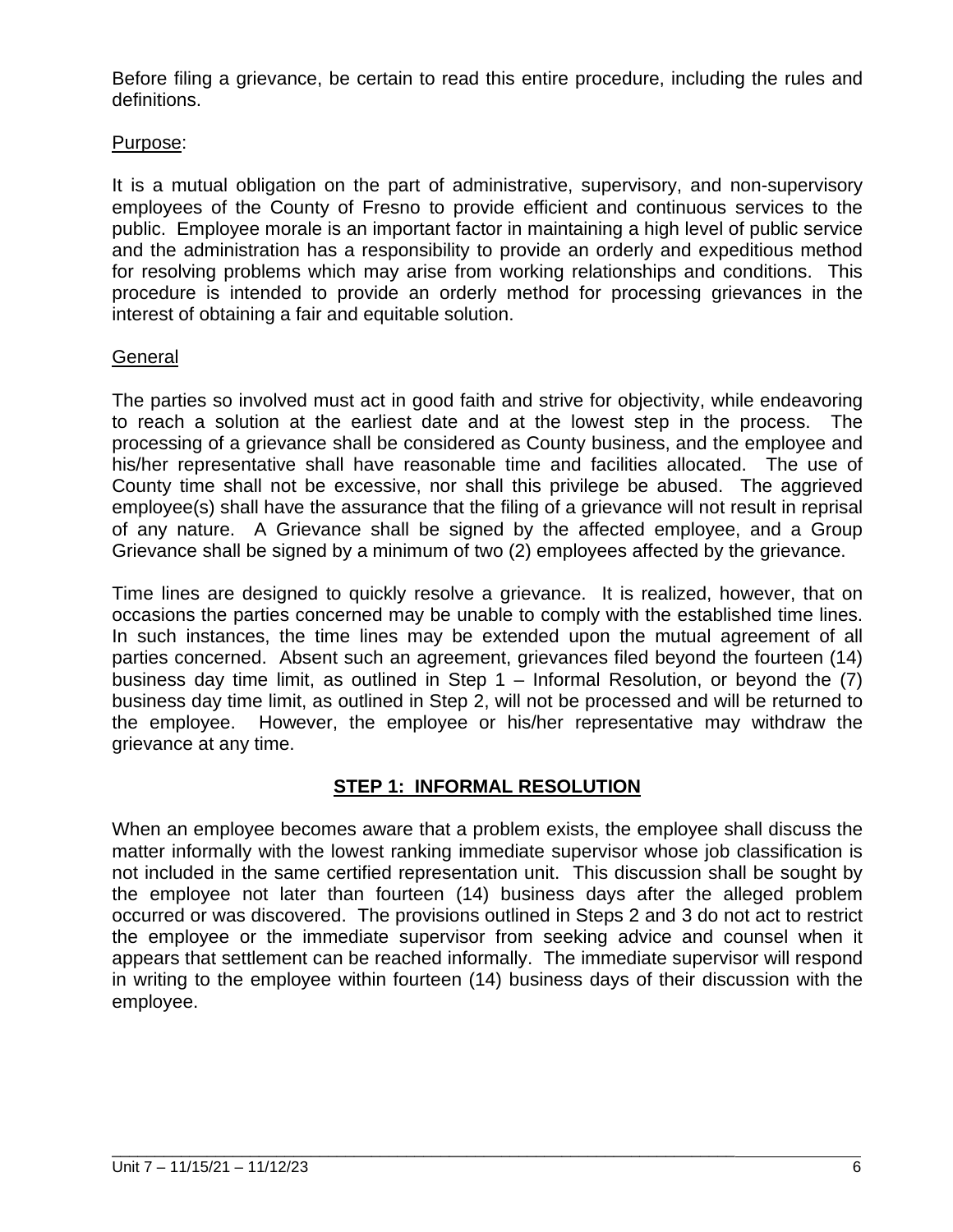Before filing a grievance, be certain to read this entire procedure, including the rules and definitions.

Purpose:

It is a mutual obligation on the part of administrative, supervisory, and non-supervisory employees of the County of Fresno to provide efficient and continuous services to the public. Employee morale is an important factor in maintaining a high level of public service and the administration has a responsibility to provide an orderly and expeditious method for resolving problems which may arise from working relationships and conditions. This procedure is intended to provide an orderly method for processing grievances in the interest of obtaining a fair and equitable solution.

General

The parties so involved must act in good faith and strive for objectivity, while endeavoring to reach a solution at the earliest date and at the lowest step in the process. The processing of a grievance shall be considered as County business, and the employee and his/her representative shall have reasonable time and facilities allocated. The use of County time shall not be excessive, nor shall this privilege be abused. The aggrieved employee(s) shall have the assurance that the filing of a grievance will not result in reprisal of any nature. A Grievance shall be signed by the affected employee, and a Group Grievance shall be signed by a minimum of two (2) employees affected by the grievance.

Time lines are designed to quickly resolve a grievance. It is realized, however, that on occasions the parties concerned may be unable to comply with the established time lines. In such instances, the time lines may be extended upon the mutual agreement of all parties concerned. Absent such an agreement, grievances filed beyond the fourteen (14) business day time limit, as outlined in Step 1 – Informal Resolution, or beyond the (7) business day time limit, as outlined in Step 2, will not be processed and will be returned to the employee. However, the employee or his/her representative may withdraw the grievance at any time.

## STEP 1: INFORMAL RESOLUTION

When an employee becomes aware that a problem exists, the employee shall discuss the matter informally with the lowest ranking immediate supervisor whose job classification is not included in the same certified representation unit. This discussion shall be sought by the employee not later than fourteen (14) business days after the alleged problem occurred or was discovered. The provisions outlined in Steps 2 and 3 do not act to restrict the employee or the immediate supervisor from seeking advice and counsel when it appears that settlement can be reached informally. The immediate supervisor will respond in writing to the employee within fourteen (14) business days of their discussion with the employee.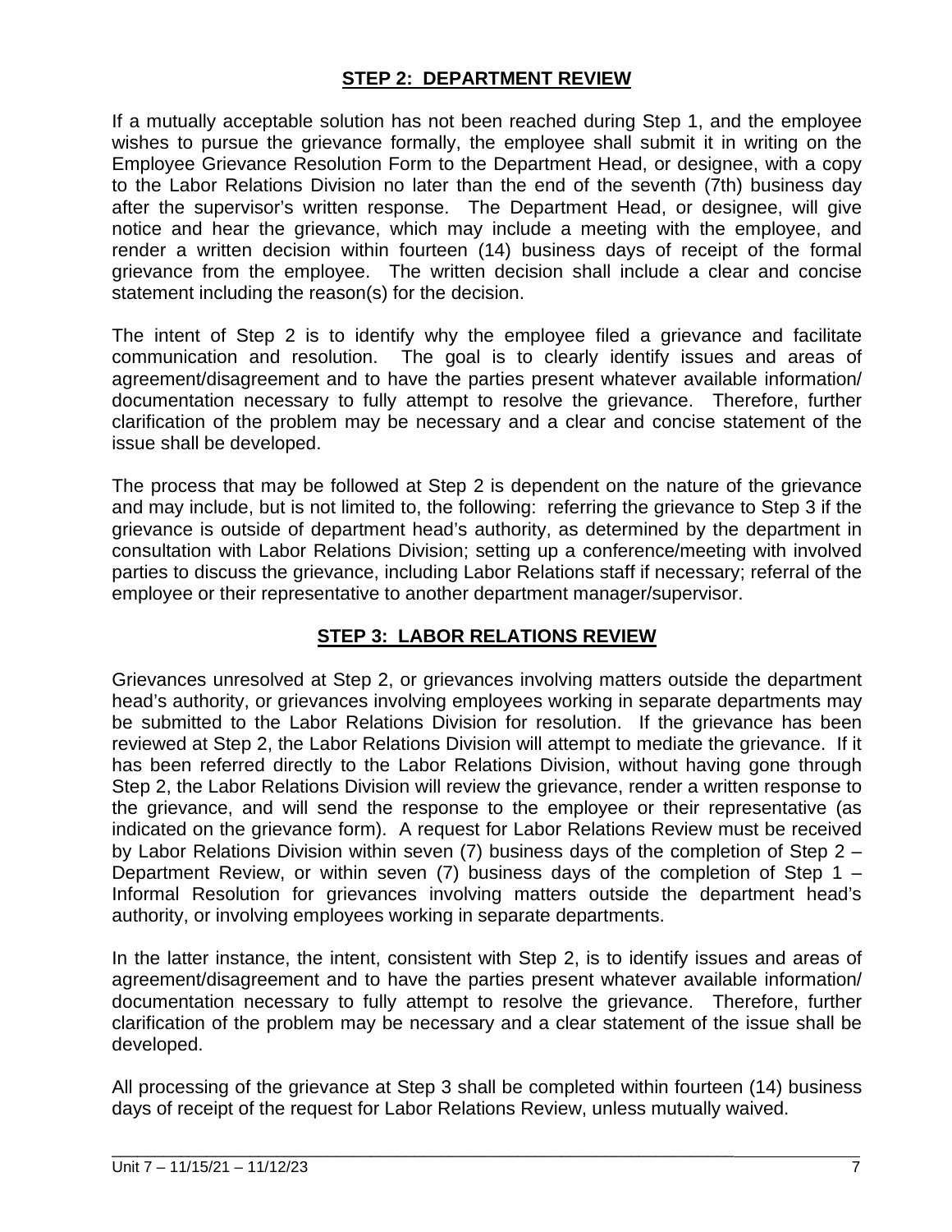## STEP 2: DEPARTMENT REVIEW

If a mutually acceptable solution has not been reached during Step 1, and the employee wishes to pursue the grievance formally, the employee shall submit it in writing on the Employee Grievance Resolution Form to the Department Head, or designee, with a copy to the Labor Relations Division no later than the end of the seventh (7th) business day after the supervisor's written response. The Department Head, or designee, will give notice and hear the grievance, which may include a meeting with the employee, and render a written decision within fourteen (14) business days of receipt of the formal grievance from the employee. The written decision shall include a clear and concise statement including the reason(s) for the decision.

The intent of Step 2 is to identify why the employee filed a grievance and facilitate communication and resolution. The goal is to clearly identify issues and areas of agreement/disagreement and to have the parties present whatever available information/ documentation necessary to fully attempt to resolve the grievance. Therefore, further clarification of the problem may be necessary and a clear and concise statement of the issue shall be developed.

The process that may be followed at Step 2 is dependent on the nature of the grievance and may include, but is not limited to, the following: referring the grievance to Step 3 if the grievance is outside of department head's authority, as determined by the department in consultation with Labor Relations Division; setting up a conference/meeting with involved parties to discuss the grievance, including Labor Relations staff if necessary; referral of the employee or their representative to another department manager/supervisor.

## STEP 3: LABOR RELATIONS REVIEW

Grievances unresolved at Step 2, or grievances involving matters outside the department head's authority, or grievances involving employees working in separate departments may be submitted to the Labor Relations Division for resolution. If the grievance has been reviewed at Step 2, the Labor Relations Division will attempt to mediate the grievance. If it has been referred directly to the Labor Relations Division, without having gone through Step 2, the Labor Relations Division will review the grievance, render a written response to the grievance, and will send the response to the employee or their representative (as indicated on the grievance form). A request for Labor Relations Review must be received by Labor Relations Division within seven (7) business days of the completion of Step 2 – Department Review, or within seven (7) business days of the completion of Step 1 – Informal Resolution for grievances involving matters outside the department head's authority, or involving employees working in separate departments.

In the latter instance, the intent, consistent with Step 2, is to identify issues and areas of agreement/disagreement and to have the parties present whatever available information/ documentation necessary to fully attempt to resolve the grievance. Therefore, further clarification of the problem may be necessary and a clear statement of the issue shall be developed.

All processing of the grievance at Step 3 shall be completed within fourteen (14) business days of receipt of the request for Labor Relations Review, unless mutually waived.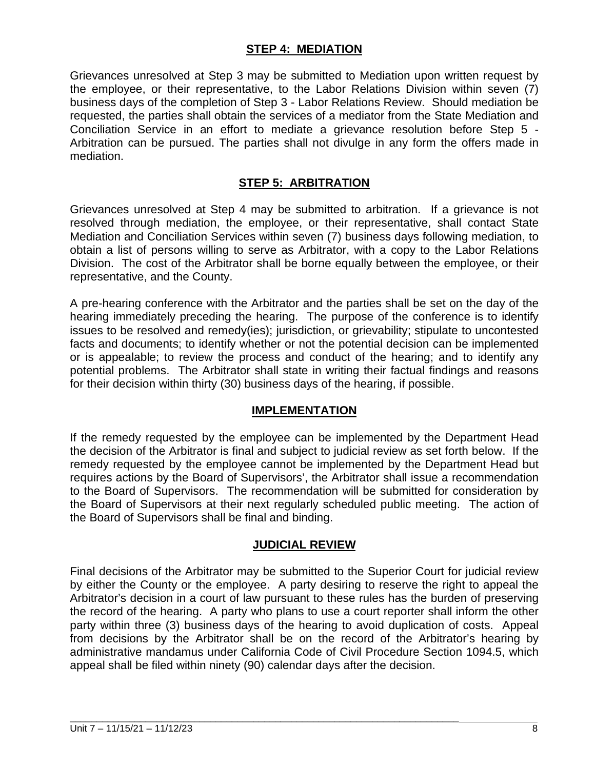## STEP 4: MEDIATION

Grievances unresolved at Step 3 may be submitted to Mediation upon written request by the employee, or their representative, to the Labor Relations Division within seven (7) business days of the completion of Step 3 - Labor Relations Review. Should mediation be requested, the parties shall obtain the services of a mediator from the State Mediation and Conciliation Service in an effort to mediate a grievance resolution before Step 5 - Arbitration can be pursued. The parties shall not divulge in any form the offers made in mediation.

## STEP 5: ARBITRATION

Grievances unresolved at Step 4 may be submitted to arbitration. If a grievance is not resolved through mediation, the employee, or their representative, shall contact State Mediation and Conciliation Services within seven (7) business days following mediation, to obtain a list of persons willing to serve as Arbitrator, with a copy to the Labor Relations Division. The cost of the Arbitrator shall be borne equally between the employee, or their representative, and the County.

A pre-hearing conference with the Arbitrator and the parties shall be set on the day of the hearing immediately preceding the hearing. The purpose of the conference is to identify issues to be resolved and remedy(ies); jurisdiction, or grievability; stipulate to uncontested facts and documents; to identify whether or not the potential decision can be implemented or is appealable; to review the process and conduct of the hearing; and to identify any potential problems. The Arbitrator shall state in writing their factual findings and reasons for their decision within thirty (30) business days of the hearing, if possible.

## IMPLEMENTATION

If the remedy requested by the employee can be implemented by the Department Head the decision of the Arbitrator is final and subject to judicial review as set forth below. If the remedy requested by the employee cannot be implemented by the Department Head but requires actions by the Board of Supervisors', the Arbitrator shall issue a recommendation to the Board of Supervisors. The recommendation will be submitted for consideration by the Board of Supervisors at their next regularly scheduled public meeting. The action of the Board of Supervisors shall be final and binding.

## JUDICIAL REVIEW

Final decisions of the Arbitrator may be submitted to the Superior Court for judicial review by either the County or the employee. A party desiring to reserve the right to appeal the Arbitrator's decision in a court of law pursuant to these rules has the burden of preserving the record of the hearing. A party who plans to use a court reporter shall inform the other party within three (3) business days of the hearing to avoid duplication of costs. Appeal from decisions by the Arbitrator shall be on the record of the Arbitrator's hearing by administrative mandamus under California Code of Civil Procedure Section 1094.5, which appeal shall be filed within ninety (90) calendar days after the decision.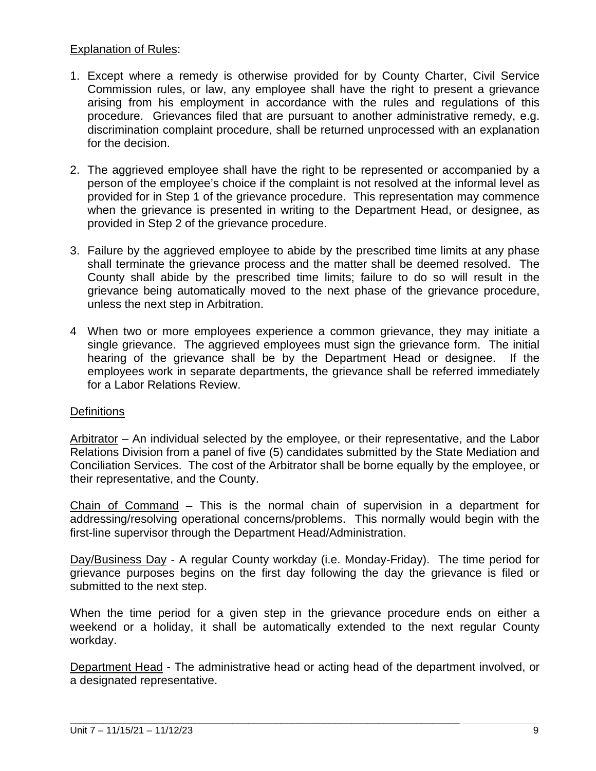Explanation of Rules:

1. Except where a remedy is otherwise provided for by County Charter, Civil Service Commission rules, or law, any employee shall have the right to present a grievance arising from his employment in accordance with the rules and regulations of this procedure. Grievances filed that are pursuant to another administrative remedy, e.g. discrimination complaint procedure, shall be returned unprocessed with an explanation for the decision.

2. The aggrieved employee shall have the right to be represented or accompanied by a person of the employee's choice if the complaint is not resolved at the informal level as provided for in Step 1 of the grievance procedure. This representation may commence when the grievance is presented in writing to the Department Head, or designee, as provided in Step 2 of the grievance procedure.

3. Failure by the aggrieved employee to abide by the prescribed time limits at any phase shall terminate the grievance process and the matter shall be deemed resolved. The County shall abide by the prescribed time limits; failure to do so will result in the grievance being automatically moved to the next phase of the grievance procedure, unless the next step in Arbitration.

4 When two or more employees experience a common grievance, they may initiate a single grievance. The aggrieved employees must sign the grievance form. The initial hearing of the grievance shall be by the Department Head or designee. If the employees work in separate departments, the grievance shall be referred immediately for a Labor Relations Review.

Definitions

Arbitrator – An individual selected by the employee, or their representative, and the Labor Relations Division from a panel of five (5) candidates submitted by the State Mediation and Conciliation Services. The cost of the Arbitrator shall be borne equally by the employee, or their representative, and the County.

Chain of Command – This is the normal chain of supervision in a department for addressing/resolving operational concerns/problems. This normally would begin with the first-line supervisor through the Department Head/Administration.

Day/Business Day - A regular County workday (i.e. Monday-Friday). The time period for grievance purposes begins on the first day following the day the grievance is filed or submitted to the next step.

When the time period for a given step in the grievance procedure ends on either a weekend or a holiday, it shall be automatically extended to the next regular County workday.

Department Head - The administrative head or acting head of the department involved, or a designated representative.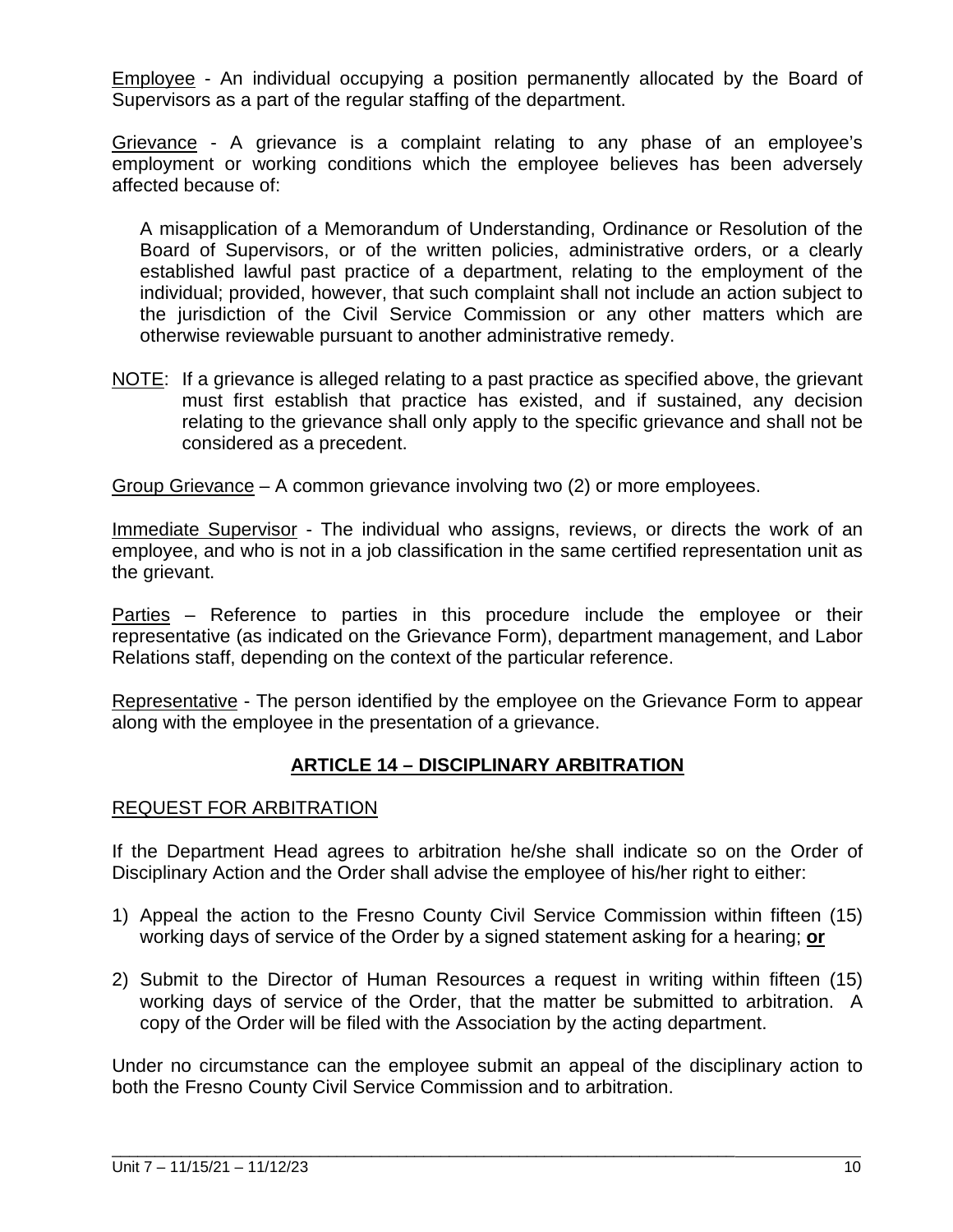<u>Employee</u> - An individual occupying a position permanently allocated by the Board of Supervisors as a part of the regular staffing of the department.

<u>Grievance</u> - A grievance is a complaint relating to any phase of an employee's employment or working conditions which the employee believes has been adversely affected because of:

> A misapplication of a Memorandum of Understanding, Ordinance or Resolution of the Board of Supervisors, or of the written policies, administrative orders, or a clearly established lawful past practice of a department, relating to the employment of the individual; provided, however, that such complaint shall not include an action subject to the jurisdiction of the Civil Service Commission or any other matters which are otherwise reviewable pursuant to another administrative remedy.

<u>NOTE</u>: If a grievance is alleged relating to a past practice as specified above, the grievant must first establish that practice has existed, and if sustained, any decision relating to the grievance shall only apply to the specific grievance and shall not be considered as a precedent.

<u>Group Grievance</u> – A common grievance involving two (2) or more employees.

<u>Immediate Supervisor</u> - The individual who assigns, reviews, or directs the work of an employee, and who is not in a job classification in the same certified representation unit as the grievant.

<u>Parties</u> – Reference to parties in this procedure include the employee or their representative (as indicated on the Grievance Form), department management, and Labor Relations staff, depending on the context of the particular reference.

<u>Representative</u> - The person identified by the employee on the Grievance Form to appear along with the employee in the presentation of a grievance.

## ARTICLE 14 – DISCIPLINARY ARBITRATION

<u>REQUEST FOR ARBITRATION</u>

If the Department Head agrees to arbitration he/she shall indicate so on the Order of Disciplinary Action and the Order shall advise the employee of his/her right to either:

1) Appeal the action to the Fresno County Civil Service Commission within fifteen (15) working days of service of the Order by a signed statement asking for a hearing; **<u>or</u>**

2) Submit to the Director of Human Resources a request in writing within fifteen (15) working days of service of the Order, that the matter be submitted to arbitration. A copy of the Order will be filed with the Association by the acting department.

Under no circumstance can the employee submit an appeal of the disciplinary action to both the Fresno County Civil Service Commission and to arbitration.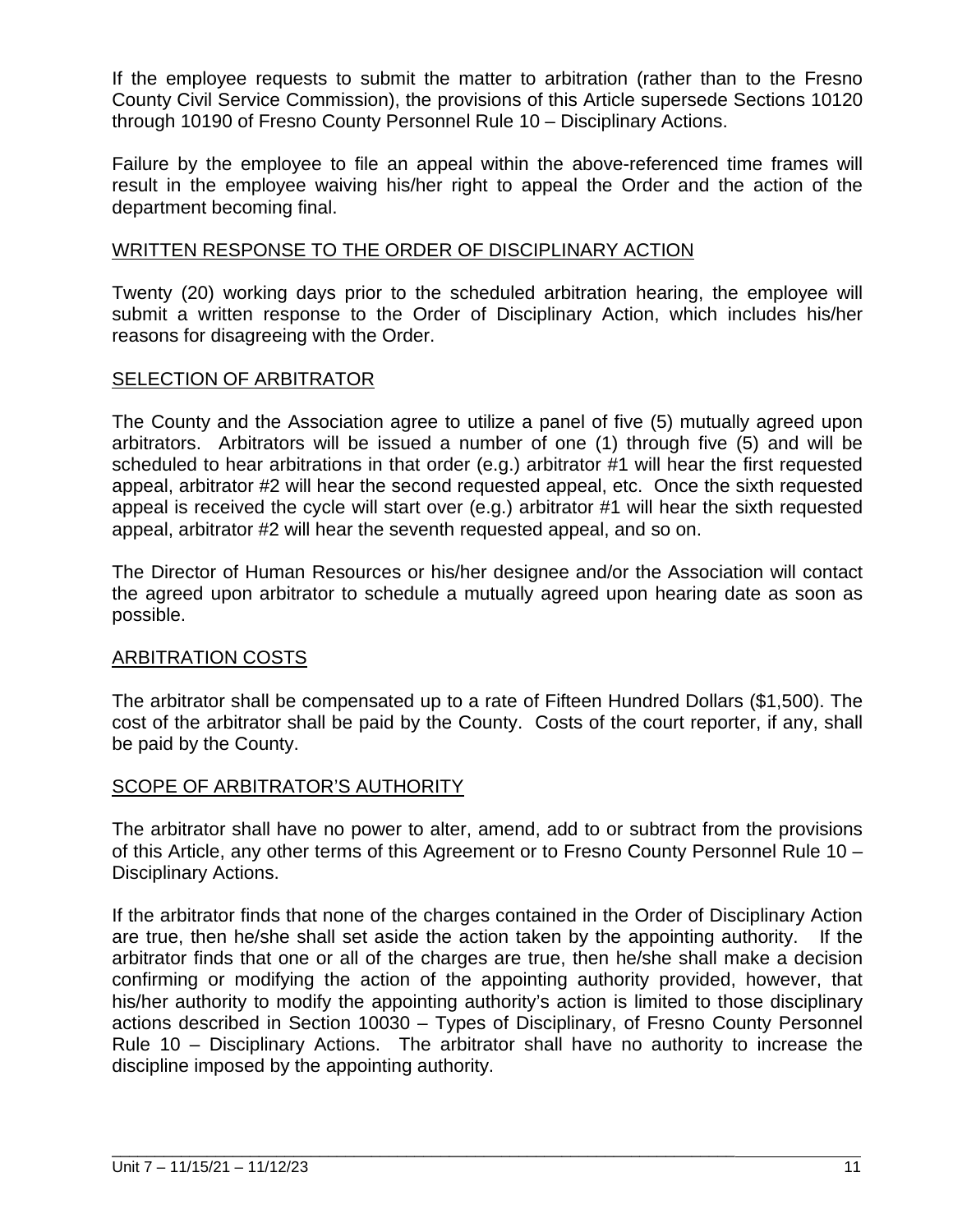If the employee requests to submit the matter to arbitration (rather than to the Fresno County Civil Service Commission), the provisions of this Article supersede Sections 10120 through 10190 of Fresno County Personnel Rule 10 – Disciplinary Actions.

Failure by the employee to file an appeal within the above-referenced time frames will result in the employee waiving his/her right to appeal the Order and the action of the department becoming final.

<u>WRITTEN RESPONSE TO THE ORDER OF DISCIPLINARY ACTION</u>

Twenty (20) working days prior to the scheduled arbitration hearing, the employee will submit a written response to the Order of Disciplinary Action, which includes his/her reasons for disagreeing with the Order.

<u>SELECTION OF ARBITRATOR</u>

The County and the Association agree to utilize a panel of five (5) mutually agreed upon arbitrators. Arbitrators will be issued a number of one (1) through five (5) and will be scheduled to hear arbitrations in that order (e.g.) arbitrator #1 will hear the first requested appeal, arbitrator #2 will hear the second requested appeal, etc. Once the sixth requested appeal is received the cycle will start over (e.g.) arbitrator #1 will hear the sixth requested appeal, arbitrator #2 will hear the seventh requested appeal, and so on.

The Director of Human Resources or his/her designee and/or the Association will contact the agreed upon arbitrator to schedule a mutually agreed upon hearing date as soon as possible.

<u>ARBITRATION COSTS</u>

The arbitrator shall be compensated up to a rate of Fifteen Hundred Dollars ($1,500). The cost of the arbitrator shall be paid by the County. Costs of the court reporter, if any, shall be paid by the County.

<u>SCOPE OF ARBITRATOR'S AUTHORITY</u>

The arbitrator shall have no power to alter, amend, add to or subtract from the provisions of this Article, any other terms of this Agreement or to Fresno County Personnel Rule 10 – Disciplinary Actions.

If the arbitrator finds that none of the charges contained in the Order of Disciplinary Action are true, then he/she shall set aside the action taken by the appointing authority. If the arbitrator finds that one or all of the charges are true, then he/she shall make a decision confirming or modifying the action of the appointing authority provided, however, that his/her authority to modify the appointing authority's action is limited to those disciplinary actions described in Section 10030 – Types of Disciplinary, of Fresno County Personnel Rule 10 – Disciplinary Actions. The arbitrator shall have no authority to increase the discipline imposed by the appointing authority.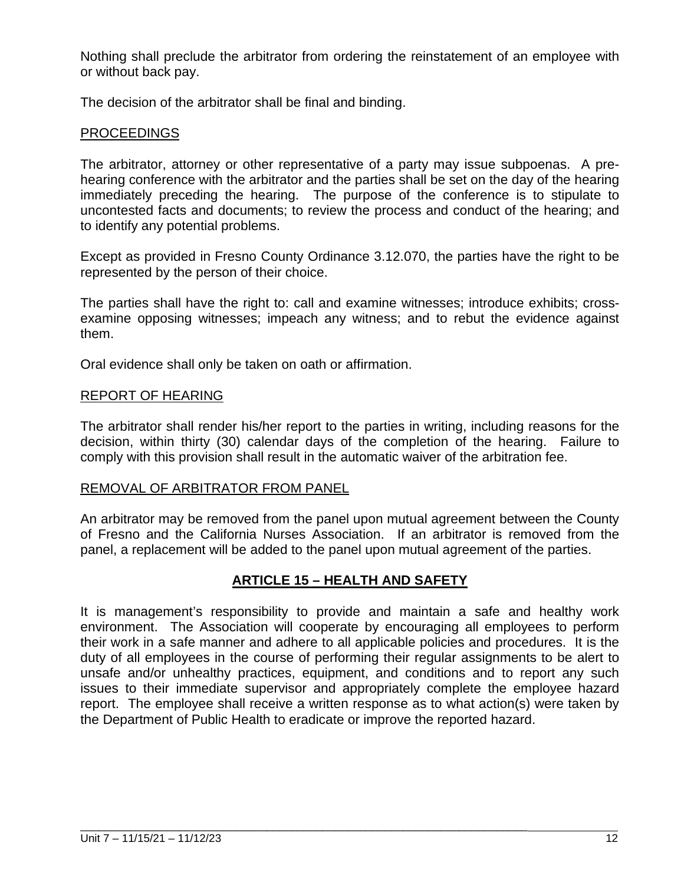Nothing shall preclude the arbitrator from ordering the reinstatement of an employee with or without back pay.

The decision of the arbitrator shall be final and binding.

PROCEEDINGS

The arbitrator, attorney or other representative of a party may issue subpoenas. A pre-hearing conference with the arbitrator and the parties shall be set on the day of the hearing immediately preceding the hearing. The purpose of the conference is to stipulate to uncontested facts and documents; to review the process and conduct of the hearing; and to identify any potential problems.

Except as provided in Fresno County Ordinance 3.12.070, the parties have the right to be represented by the person of their choice.

The parties shall have the right to: call and examine witnesses; introduce exhibits; cross-examine opposing witnesses; impeach any witness; and to rebut the evidence against them.

Oral evidence shall only be taken on oath or affirmation.

REPORT OF HEARING

The arbitrator shall render his/her report to the parties in writing, including reasons for the decision, within thirty (30) calendar days of the completion of the hearing. Failure to comply with this provision shall result in the automatic waiver of the arbitration fee.

REMOVAL OF ARBITRATOR FROM PANEL

An arbitrator may be removed from the panel upon mutual agreement between the County of Fresno and the California Nurses Association. If an arbitrator is removed from the panel, a replacement will be added to the panel upon mutual agreement of the parties.

## ARTICLE 15 – HEALTH AND SAFETY

It is management's responsibility to provide and maintain a safe and healthy work environment. The Association will cooperate by encouraging all employees to perform their work in a safe manner and adhere to all applicable policies and procedures. It is the duty of all employees in the course of performing their regular assignments to be alert to unsafe and/or unhealthy practices, equipment, and conditions and to report any such issues to their immediate supervisor and appropriately complete the employee hazard report. The employee shall receive a written response as to what action(s) were taken by the Department of Public Health to eradicate or improve the reported hazard.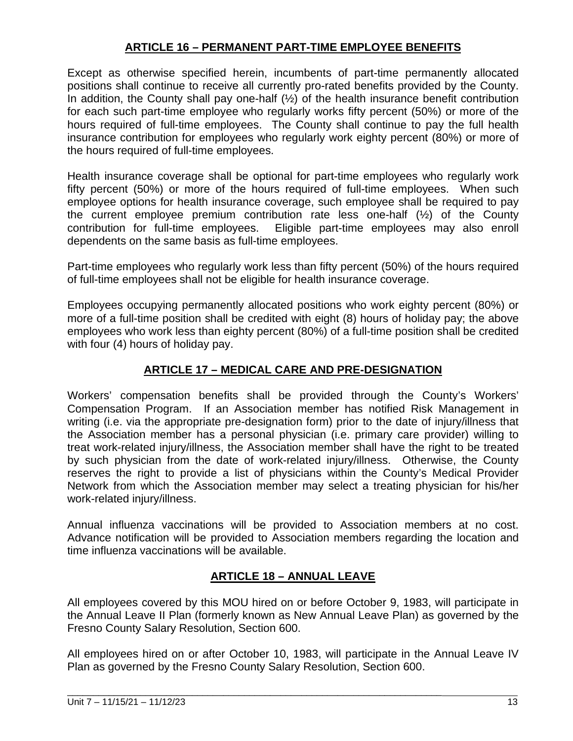## ARTICLE 16 – PERMANENT PART-TIME EMPLOYEE BENEFITS

Except as otherwise specified herein, incumbents of part-time permanently allocated positions shall continue to receive all currently pro-rated benefits provided by the County. In addition, the County shall pay one-half (½) of the health insurance benefit contribution for each such part-time employee who regularly works fifty percent (50%) or more of the hours required of full-time employees. The County shall continue to pay the full health insurance contribution for employees who regularly work eighty percent (80%) or more of the hours required of full-time employees.

Health insurance coverage shall be optional for part-time employees who regularly work fifty percent (50%) or more of the hours required of full-time employees. When such employee options for health insurance coverage, such employee shall be required to pay the current employee premium contribution rate less one-half (½) of the County contribution for full-time employees. Eligible part-time employees may also enroll dependents on the same basis as full-time employees.

Part-time employees who regularly work less than fifty percent (50%) of the hours required of full-time employees shall not be eligible for health insurance coverage.

Employees occupying permanently allocated positions who work eighty percent (80%) or more of a full-time position shall be credited with eight (8) hours of holiday pay; the above employees who work less than eighty percent (80%) of a full-time position shall be credited with four (4) hours of holiday pay.

## ARTICLE 17 – MEDICAL CARE AND PRE-DESIGNATION

Workers' compensation benefits shall be provided through the County's Workers' Compensation Program. If an Association member has notified Risk Management in writing (i.e. via the appropriate pre-designation form) prior to the date of injury/illness that the Association member has a personal physician (i.e. primary care provider) willing to treat work-related injury/illness, the Association member shall have the right to be treated by such physician from the date of work-related injury/illness. Otherwise, the County reserves the right to provide a list of physicians within the County's Medical Provider Network from which the Association member may select a treating physician for his/her work-related injury/illness.

Annual influenza vaccinations will be provided to Association members at no cost. Advance notification will be provided to Association members regarding the location and time influenza vaccinations will be available.

## ARTICLE 18 – ANNUAL LEAVE

All employees covered by this MOU hired on or before October 9, 1983, will participate in the Annual Leave II Plan (formerly known as New Annual Leave Plan) as governed by the Fresno County Salary Resolution, Section 600.

All employees hired on or after October 10, 1983, will participate in the Annual Leave IV Plan as governed by the Fresno County Salary Resolution, Section 600.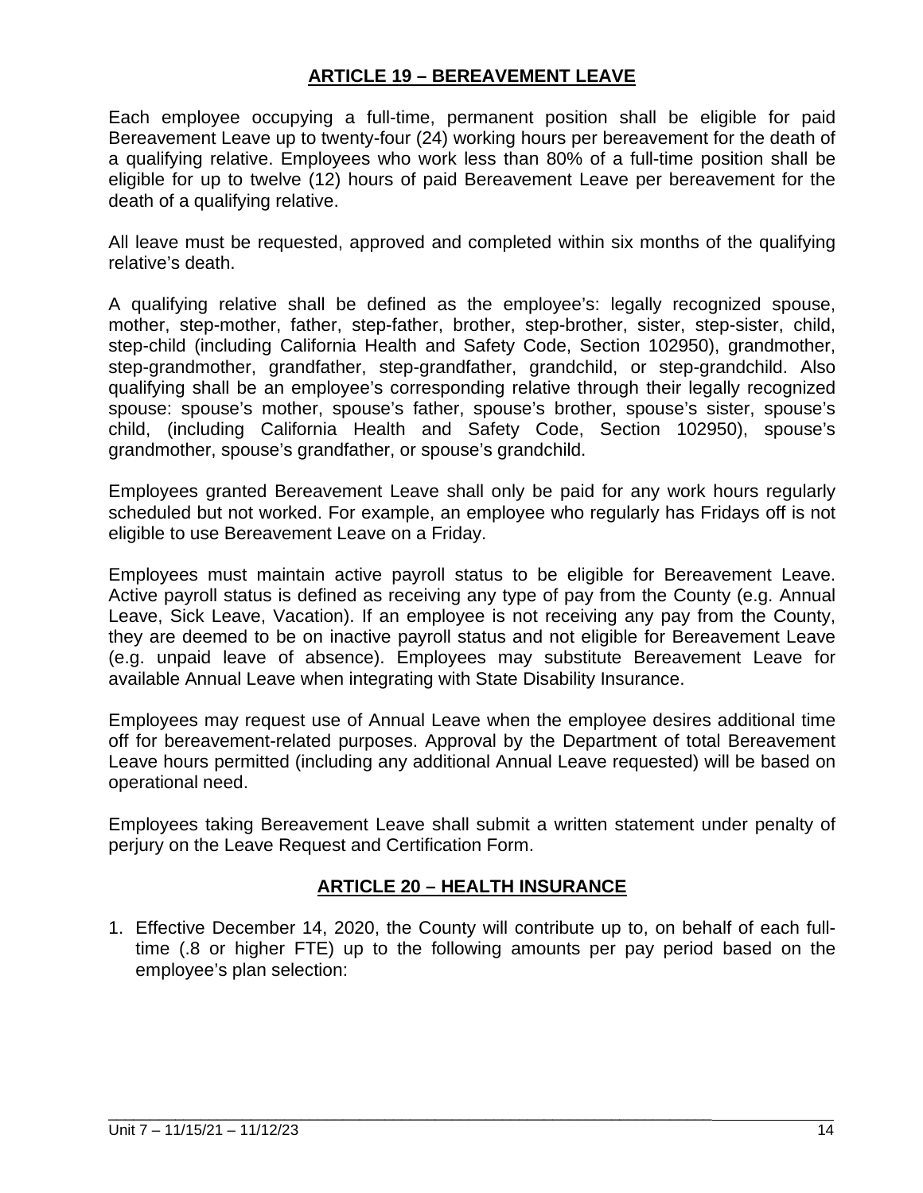## ARTICLE 19 – BEREAVEMENT LEAVE

Each employee occupying a full-time, permanent position shall be eligible for paid Bereavement Leave up to twenty-four (24) working hours per bereavement for the death of a qualifying relative. Employees who work less than 80% of a full-time position shall be eligible for up to twelve (12) hours of paid Bereavement Leave per bereavement for the death of a qualifying relative.

All leave must be requested, approved and completed within six months of the qualifying relative's death.

A qualifying relative shall be defined as the employee's: legally recognized spouse, mother, step-mother, father, step-father, brother, step-brother, sister, step-sister, child, step-child (including California Health and Safety Code, Section 102950), grandmother, step-grandmother, grandfather, step-grandfather, grandchild, or step-grandchild. Also qualifying shall be an employee's corresponding relative through their legally recognized spouse: spouse's mother, spouse's father, spouse's brother, spouse's sister, spouse's child, (including California Health and Safety Code, Section 102950), spouse's grandmother, spouse's grandfather, or spouse's grandchild.

Employees granted Bereavement Leave shall only be paid for any work hours regularly scheduled but not worked. For example, an employee who regularly has Fridays off is not eligible to use Bereavement Leave on a Friday.

Employees must maintain active payroll status to be eligible for Bereavement Leave. Active payroll status is defined as receiving any type of pay from the County (e.g. Annual Leave, Sick Leave, Vacation). If an employee is not receiving any pay from the County, they are deemed to be on inactive payroll status and not eligible for Bereavement Leave (e.g. unpaid leave of absence). Employees may substitute Bereavement Leave for available Annual Leave when integrating with State Disability Insurance.

Employees may request use of Annual Leave when the employee desires additional time off for bereavement-related purposes. Approval by the Department of total Bereavement Leave hours permitted (including any additional Annual Leave requested) will be based on operational need.

Employees taking Bereavement Leave shall submit a written statement under penalty of perjury on the Leave Request and Certification Form.

## ARTICLE 20 – HEALTH INSURANCE

1. Effective December 14, 2020, the County will contribute up to, on behalf of each full-time (.8 or higher FTE) up to the following amounts per pay period based on the employee's plan selection: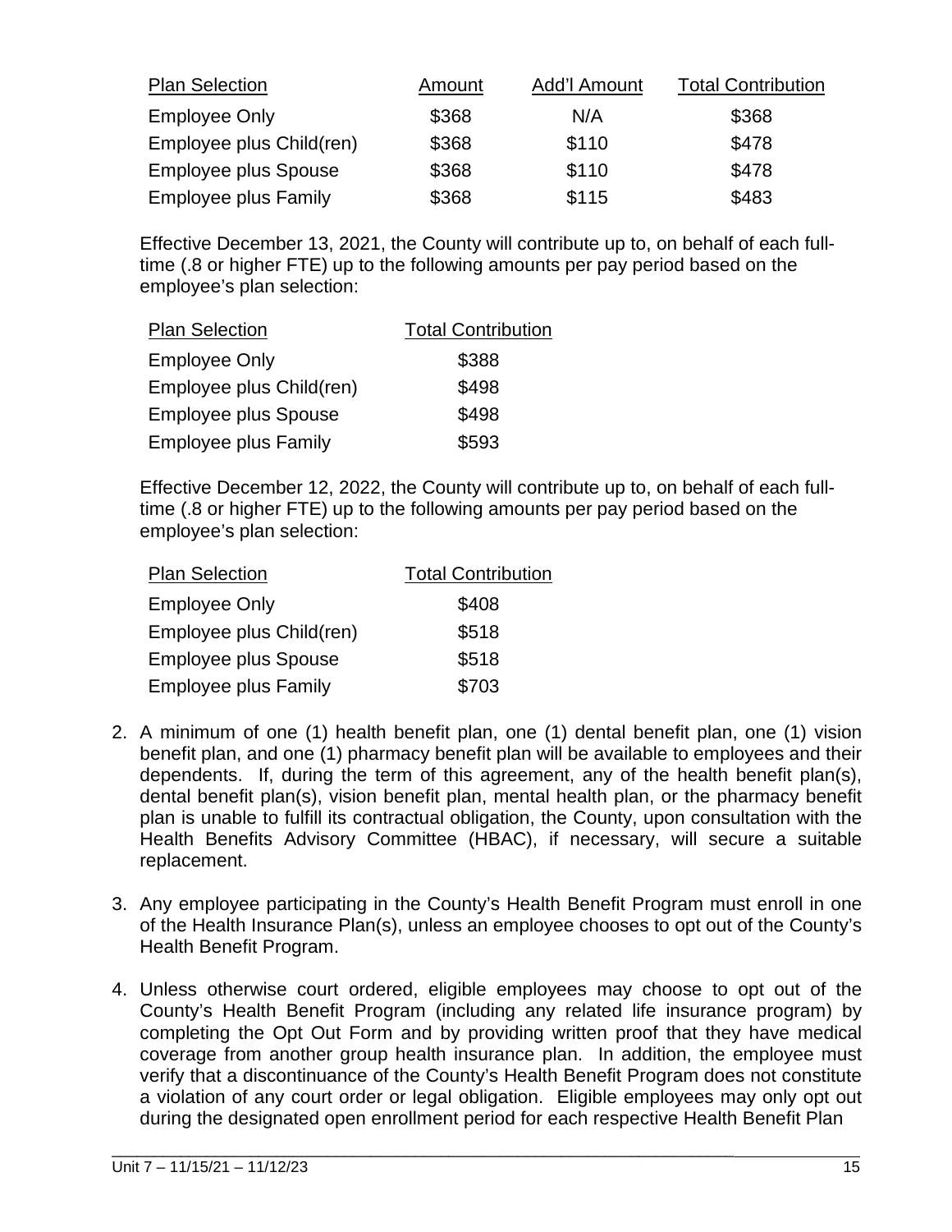| Plan Selection | Amount | Add'l Amount | Total Contribution |
|---|---|---|---|
| Employee Only | $368 | N/A | $368 |
| Employee plus Child(ren) | $368 | $110 | $478 |
| Employee plus Spouse | $368 | $110 | $478 |
| Employee plus Family | $368 | $115 | $483 |

Effective December 13, 2021, the County will contribute up to, on behalf of each full-time (.8 or higher FTE) up to the following amounts per pay period based on the employee's plan selection:

| Plan Selection | Total Contribution |
|---|---|
| Employee Only | $388 |
| Employee plus Child(ren) | $498 |
| Employee plus Spouse | $498 |
| Employee plus Family | $593 |

Effective December 12, 2022, the County will contribute up to, on behalf of each full-time (.8 or higher FTE) up to the following amounts per pay period based on the employee's plan selection:

| Plan Selection | Total Contribution |
|---|---|
| Employee Only | $408 |
| Employee plus Child(ren) | $518 |
| Employee plus Spouse | $518 |
| Employee plus Family | $703 |

2. A minimum of one (1) health benefit plan, one (1) dental benefit plan, one (1) vision benefit plan, and one (1) pharmacy benefit plan will be available to employees and their dependents. If, during the term of this agreement, any of the health benefit plan(s), dental benefit plan(s), vision benefit plan, mental health plan, or the pharmacy benefit plan is unable to fulfill its contractual obligation, the County, upon consultation with the Health Benefits Advisory Committee (HBAC), if necessary, will secure a suitable replacement.

3. Any employee participating in the County's Health Benefit Program must enroll in one of the Health Insurance Plan(s), unless an employee chooses to opt out of the County's Health Benefit Program.

4. Unless otherwise court ordered, eligible employees may choose to opt out of the County's Health Benefit Program (including any related life insurance program) by completing the Opt Out Form and by providing written proof that they have medical coverage from another group health insurance plan. In addition, the employee must verify that a discontinuance of the County's Health Benefit Program does not constitute a violation of any court order or legal obligation. Eligible employees may only opt out during the designated open enrollment period for each respective Health Benefit Plan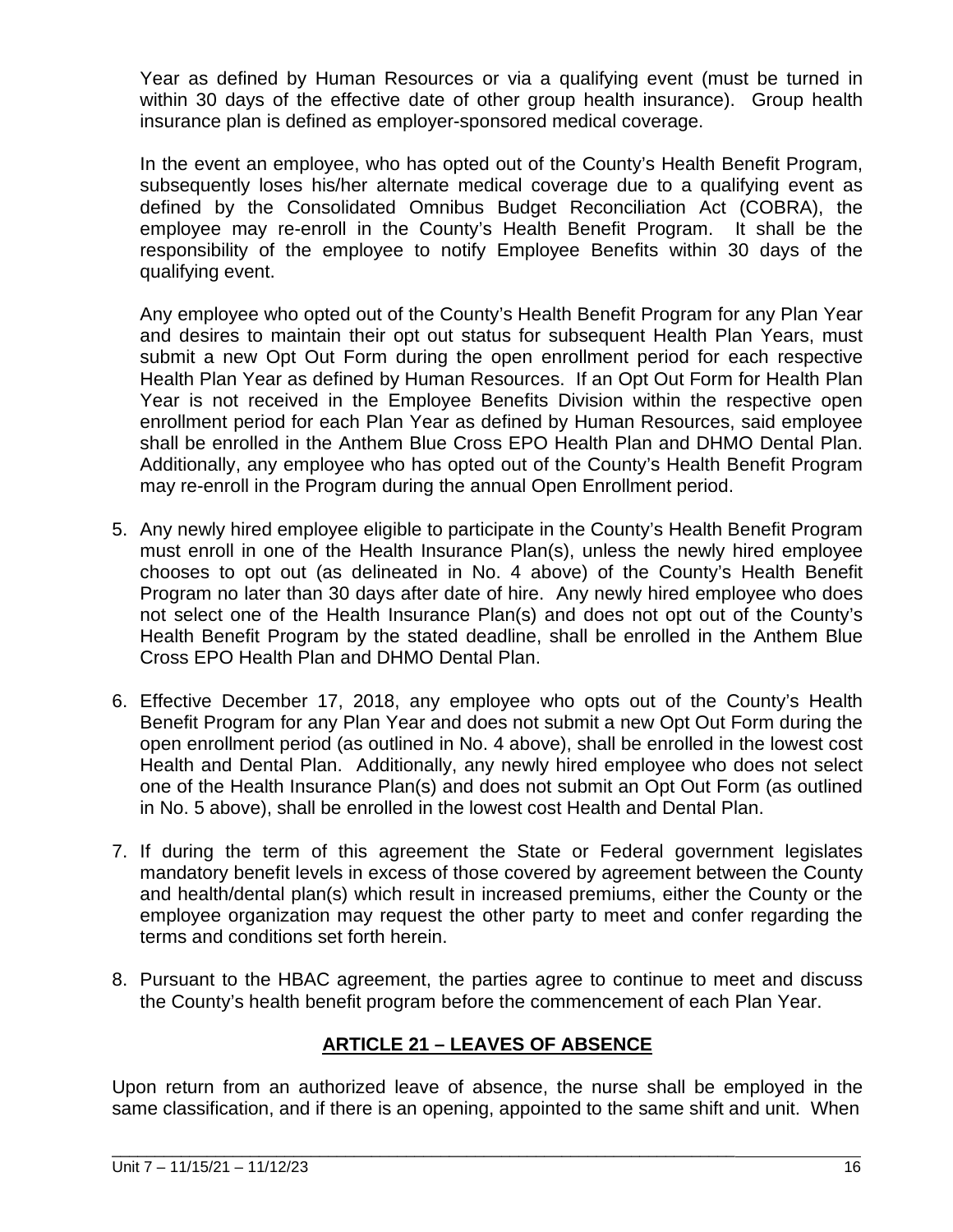Year as defined by Human Resources or via a qualifying event (must be turned in within 30 days of the effective date of other group health insurance). Group health insurance plan is defined as employer-sponsored medical coverage.

In the event an employee, who has opted out of the County's Health Benefit Program, subsequently loses his/her alternate medical coverage due to a qualifying event as defined by the Consolidated Omnibus Budget Reconciliation Act (COBRA), the employee may re-enroll in the County's Health Benefit Program. It shall be the responsibility of the employee to notify Employee Benefits within 30 days of the qualifying event.

Any employee who opted out of the County's Health Benefit Program for any Plan Year and desires to maintain their opt out status for subsequent Health Plan Years, must submit a new Opt Out Form during the open enrollment period for each respective Health Plan Year as defined by Human Resources. If an Opt Out Form for Health Plan Year is not received in the Employee Benefits Division within the respective open enrollment period for each Plan Year as defined by Human Resources, said employee shall be enrolled in the Anthem Blue Cross EPO Health Plan and DHMO Dental Plan. Additionally, any employee who has opted out of the County's Health Benefit Program may re-enroll in the Program during the annual Open Enrollment period.

5. Any newly hired employee eligible to participate in the County's Health Benefit Program must enroll in one of the Health Insurance Plan(s), unless the newly hired employee chooses to opt out (as delineated in No. 4 above) of the County's Health Benefit Program no later than 30 days after date of hire. Any newly hired employee who does not select one of the Health Insurance Plan(s) and does not opt out of the County's Health Benefit Program by the stated deadline, shall be enrolled in the Anthem Blue Cross EPO Health Plan and DHMO Dental Plan.

6. Effective December 17, 2018, any employee who opts out of the County's Health Benefit Program for any Plan Year and does not submit a new Opt Out Form during the open enrollment period (as outlined in No. 4 above), shall be enrolled in the lowest cost Health and Dental Plan. Additionally, any newly hired employee who does not select one of the Health Insurance Plan(s) and does not submit an Opt Out Form (as outlined in No. 5 above), shall be enrolled in the lowest cost Health and Dental Plan.

7. If during the term of this agreement the State or Federal government legislates mandatory benefit levels in excess of those covered by agreement between the County and health/dental plan(s) which result in increased premiums, either the County or the employee organization may request the other party to meet and confer regarding the terms and conditions set forth herein.

8. Pursuant to the HBAC agreement, the parties agree to continue to meet and discuss the County's health benefit program before the commencement of each Plan Year.

## ARTICLE 21 – LEAVES OF ABSENCE

Upon return from an authorized leave of absence, the nurse shall be employed in the same classification, and if there is an opening, appointed to the same shift and unit. When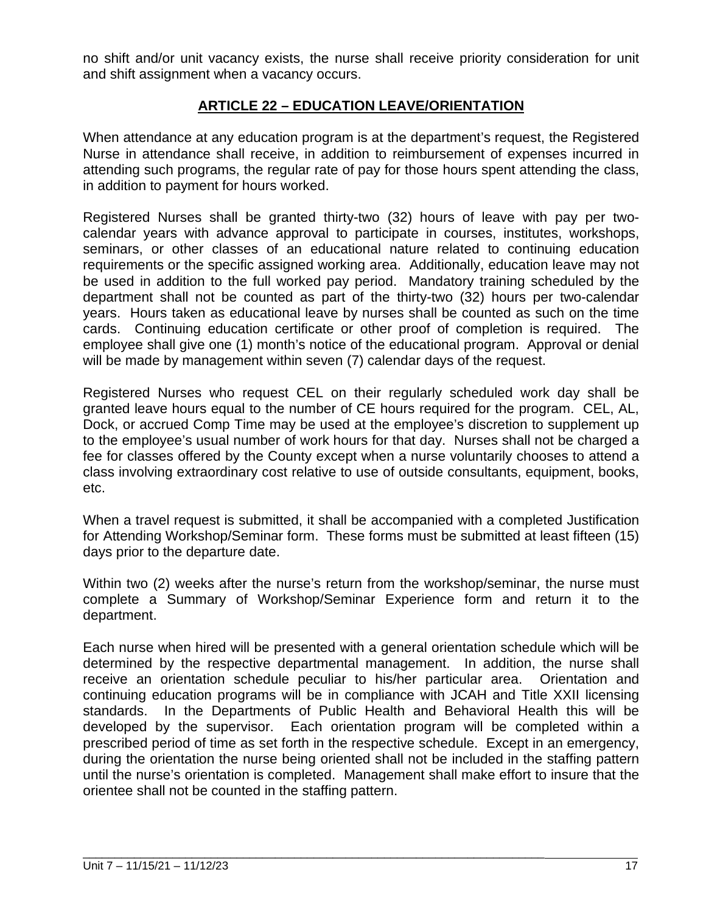no shift and/or unit vacancy exists, the nurse shall receive priority consideration for unit and shift assignment when a vacancy occurs.

## ARTICLE 22 – EDUCATION LEAVE/ORIENTATION

When attendance at any education program is at the department's request, the Registered Nurse in attendance shall receive, in addition to reimbursement of expenses incurred in attending such programs, the regular rate of pay for those hours spent attending the class, in addition to payment for hours worked.

Registered Nurses shall be granted thirty-two (32) hours of leave with pay per two-calendar years with advance approval to participate in courses, institutes, workshops, seminars, or other classes of an educational nature related to continuing education requirements or the specific assigned working area. Additionally, education leave may not be used in addition to the full worked pay period. Mandatory training scheduled by the department shall not be counted as part of the thirty-two (32) hours per two-calendar years. Hours taken as educational leave by nurses shall be counted as such on the time cards. Continuing education certificate or other proof of completion is required. The employee shall give one (1) month's notice of the educational program. Approval or denial will be made by management within seven (7) calendar days of the request.

Registered Nurses who request CEL on their regularly scheduled work day shall be granted leave hours equal to the number of CE hours required for the program. CEL, AL, Dock, or accrued Comp Time may be used at the employee's discretion to supplement up to the employee's usual number of work hours for that day. Nurses shall not be charged a fee for classes offered by the County except when a nurse voluntarily chooses to attend a class involving extraordinary cost relative to use of outside consultants, equipment, books, etc.

When a travel request is submitted, it shall be accompanied with a completed Justification for Attending Workshop/Seminar form. These forms must be submitted at least fifteen (15) days prior to the departure date.

Within two (2) weeks after the nurse's return from the workshop/seminar, the nurse must complete a Summary of Workshop/Seminar Experience form and return it to the department.

Each nurse when hired will be presented with a general orientation schedule which will be determined by the respective departmental management. In addition, the nurse shall receive an orientation schedule peculiar to his/her particular area. Orientation and continuing education programs will be in compliance with JCAH and Title XXII licensing standards. In the Departments of Public Health and Behavioral Health this will be developed by the supervisor. Each orientation program will be completed within a prescribed period of time as set forth in the respective schedule. Except in an emergency, during the orientation the nurse being oriented shall not be included in the staffing pattern until the nurse's orientation is completed. Management shall make effort to insure that the orientee shall not be counted in the staffing pattern.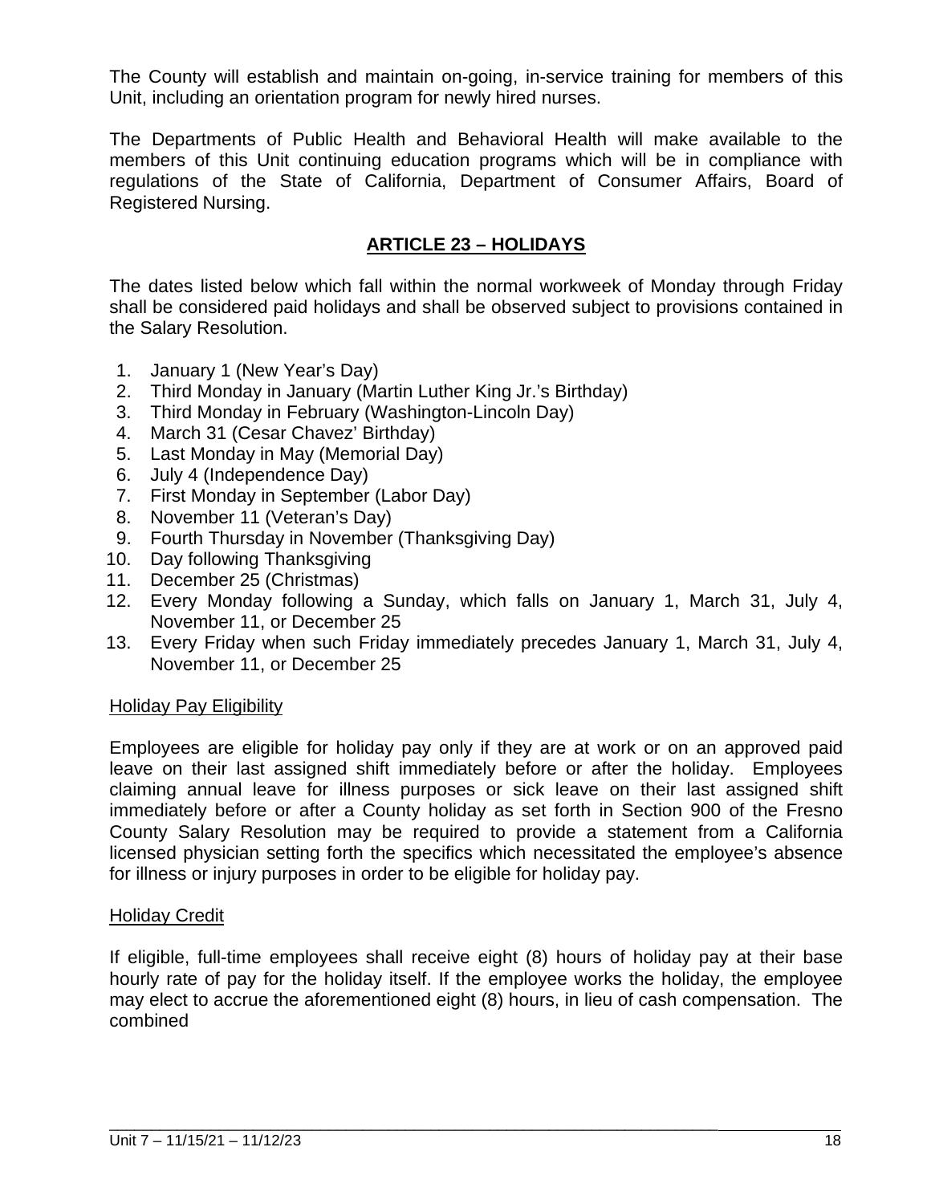The County will establish and maintain on-going, in-service training for members of this Unit, including an orientation program for newly hired nurses.

The Departments of Public Health and Behavioral Health will make available to the members of this Unit continuing education programs which will be in compliance with regulations of the State of California, Department of Consumer Affairs, Board of Registered Nursing.

## ARTICLE 23 – HOLIDAYS

The dates listed below which fall within the normal workweek of Monday through Friday shall be considered paid holidays and shall be observed subject to provisions contained in the Salary Resolution.

1. January 1 (New Year's Day)
2. Third Monday in January (Martin Luther King Jr.'s Birthday)
3. Third Monday in February (Washington-Lincoln Day)
4. March 31 (Cesar Chavez' Birthday)
5. Last Monday in May (Memorial Day)
6. July 4 (Independence Day)
7. First Monday in September (Labor Day)
8. November 11 (Veteran's Day)
9. Fourth Thursday in November (Thanksgiving Day)
10. Day following Thanksgiving
11. December 25 (Christmas)
12. Every Monday following a Sunday, which falls on January 1, March 31, July 4, November 11, or December 25
13. Every Friday when such Friday immediately precedes January 1, March 31, July 4, November 11, or December 25

### Holiday Pay Eligibility

Employees are eligible for holiday pay only if they are at work or on an approved paid leave on their last assigned shift immediately before or after the holiday. Employees claiming annual leave for illness purposes or sick leave on their last assigned shift immediately before or after a County holiday as set forth in Section 900 of the Fresno County Salary Resolution may be required to provide a statement from a California licensed physician setting forth the specifics which necessitated the employee's absence for illness or injury purposes in order to be eligible for holiday pay.

### Holiday Credit

If eligible, full-time employees shall receive eight (8) hours of holiday pay at their base hourly rate of pay for the holiday itself. If the employee works the holiday, the employee may elect to accrue the aforementioned eight (8) hours, in lieu of cash compensation. The combined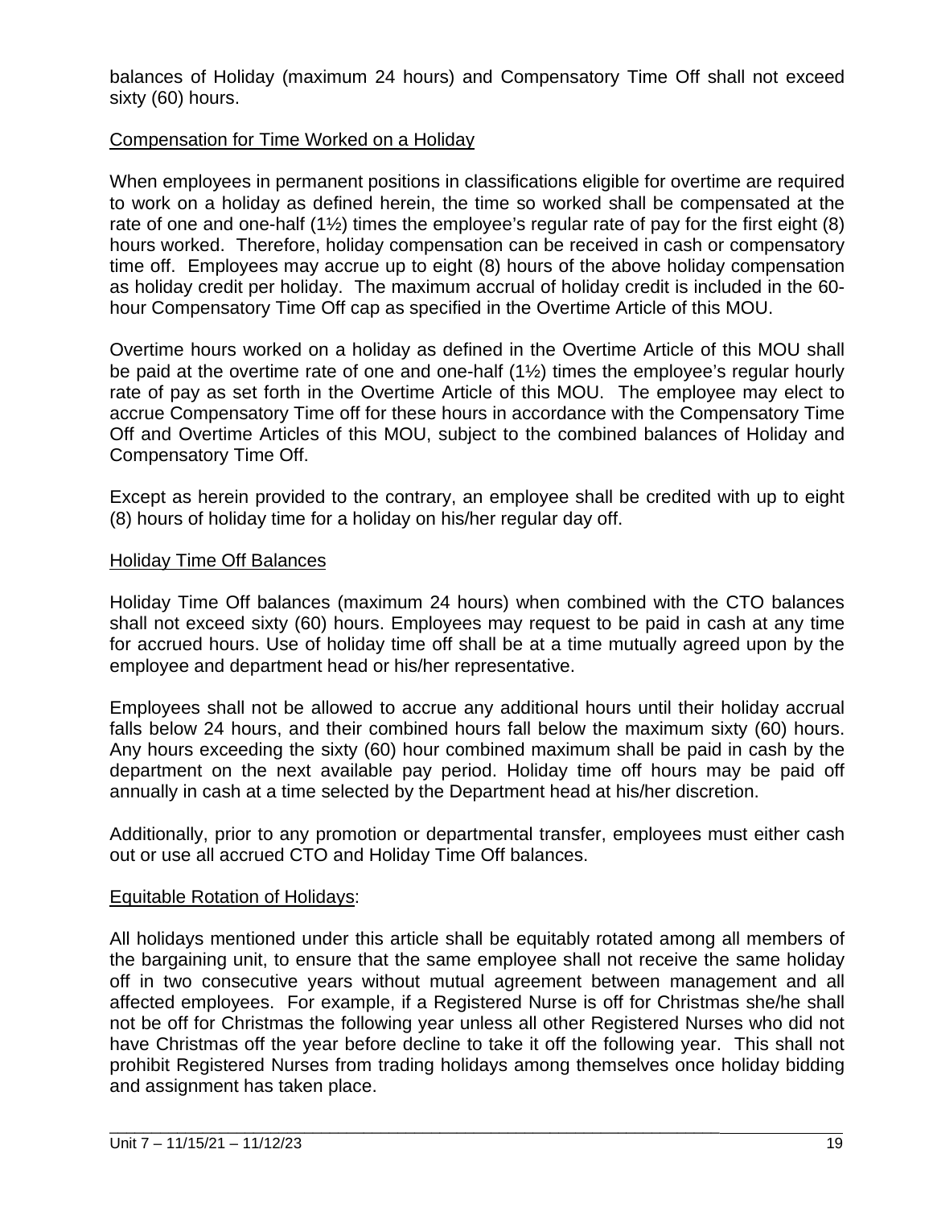balances of Holiday (maximum 24 hours) and Compensatory Time Off shall not exceed sixty (60) hours.

Compensation for Time Worked on a Holiday

When employees in permanent positions in classifications eligible for overtime are required to work on a holiday as defined herein, the time so worked shall be compensated at the rate of one and one-half (1½) times the employee's regular rate of pay for the first eight (8) hours worked. Therefore, holiday compensation can be received in cash or compensatory time off. Employees may accrue up to eight (8) hours of the above holiday compensation as holiday credit per holiday. The maximum accrual of holiday credit is included in the 60-hour Compensatory Time Off cap as specified in the Overtime Article of this MOU.

Overtime hours worked on a holiday as defined in the Overtime Article of this MOU shall be paid at the overtime rate of one and one-half (1½) times the employee's regular hourly rate of pay as set forth in the Overtime Article of this MOU. The employee may elect to accrue Compensatory Time off for these hours in accordance with the Compensatory Time Off and Overtime Articles of this MOU, subject to the combined balances of Holiday and Compensatory Time Off.

Except as herein provided to the contrary, an employee shall be credited with up to eight (8) hours of holiday time for a holiday on his/her regular day off.

Holiday Time Off Balances

Holiday Time Off balances (maximum 24 hours) when combined with the CTO balances shall not exceed sixty (60) hours. Employees may request to be paid in cash at any time for accrued hours. Use of holiday time off shall be at a time mutually agreed upon by the employee and department head or his/her representative.

Employees shall not be allowed to accrue any additional hours until their holiday accrual falls below 24 hours, and their combined hours fall below the maximum sixty (60) hours. Any hours exceeding the sixty (60) hour combined maximum shall be paid in cash by the department on the next available pay period. Holiday time off hours may be paid off annually in cash at a time selected by the Department head at his/her discretion.

Additionally, prior to any promotion or departmental transfer, employees must either cash out or use all accrued CTO and Holiday Time Off balances.

Equitable Rotation of Holidays:

All holidays mentioned under this article shall be equitably rotated among all members of the bargaining unit, to ensure that the same employee shall not receive the same holiday off in two consecutive years without mutual agreement between management and all affected employees. For example, if a Registered Nurse is off for Christmas she/he shall not be off for Christmas the following year unless all other Registered Nurses who did not have Christmas off the year before decline to take it off the following year. This shall not prohibit Registered Nurses from trading holidays among themselves once holiday bidding and assignment has taken place.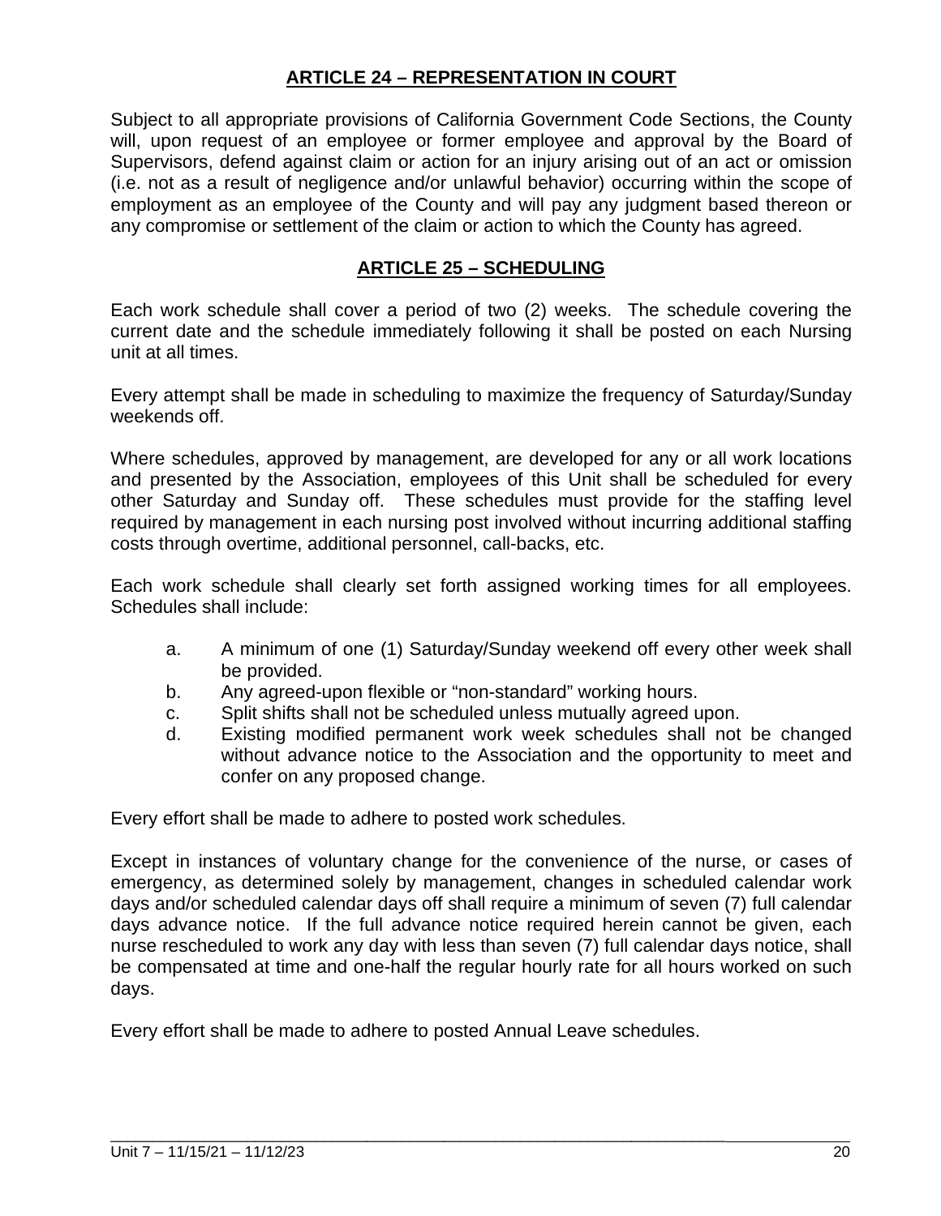## ARTICLE 24 – REPRESENTATION IN COURT

Subject to all appropriate provisions of California Government Code Sections, the County will, upon request of an employee or former employee and approval by the Board of Supervisors, defend against claim or action for an injury arising out of an act or omission (i.e. not as a result of negligence and/or unlawful behavior) occurring within the scope of employment as an employee of the County and will pay any judgment based thereon or any compromise or settlement of the claim or action to which the County has agreed.

## ARTICLE 25 – SCHEDULING

Each work schedule shall cover a period of two (2) weeks. The schedule covering the current date and the schedule immediately following it shall be posted on each Nursing unit at all times.

Every attempt shall be made in scheduling to maximize the frequency of Saturday/Sunday weekends off.

Where schedules, approved by management, are developed for any or all work locations and presented by the Association, employees of this Unit shall be scheduled for every other Saturday and Sunday off. These schedules must provide for the staffing level required by management in each nursing post involved without incurring additional staffing costs through overtime, additional personnel, call-backs, etc.

Each work schedule shall clearly set forth assigned working times for all employees. Schedules shall include:

a. A minimum of one (1) Saturday/Sunday weekend off every other week shall be provided.
b. Any agreed-upon flexible or "non-standard" working hours.
c. Split shifts shall not be scheduled unless mutually agreed upon.
d. Existing modified permanent work week schedules shall not be changed without advance notice to the Association and the opportunity to meet and confer on any proposed change.

Every effort shall be made to adhere to posted work schedules.

Except in instances of voluntary change for the convenience of the nurse, or cases of emergency, as determined solely by management, changes in scheduled calendar work days and/or scheduled calendar days off shall require a minimum of seven (7) full calendar days advance notice. If the full advance notice required herein cannot be given, each nurse rescheduled to work any day with less than seven (7) full calendar days notice, shall be compensated at time and one-half the regular hourly rate for all hours worked on such days.

Every effort shall be made to adhere to posted Annual Leave schedules.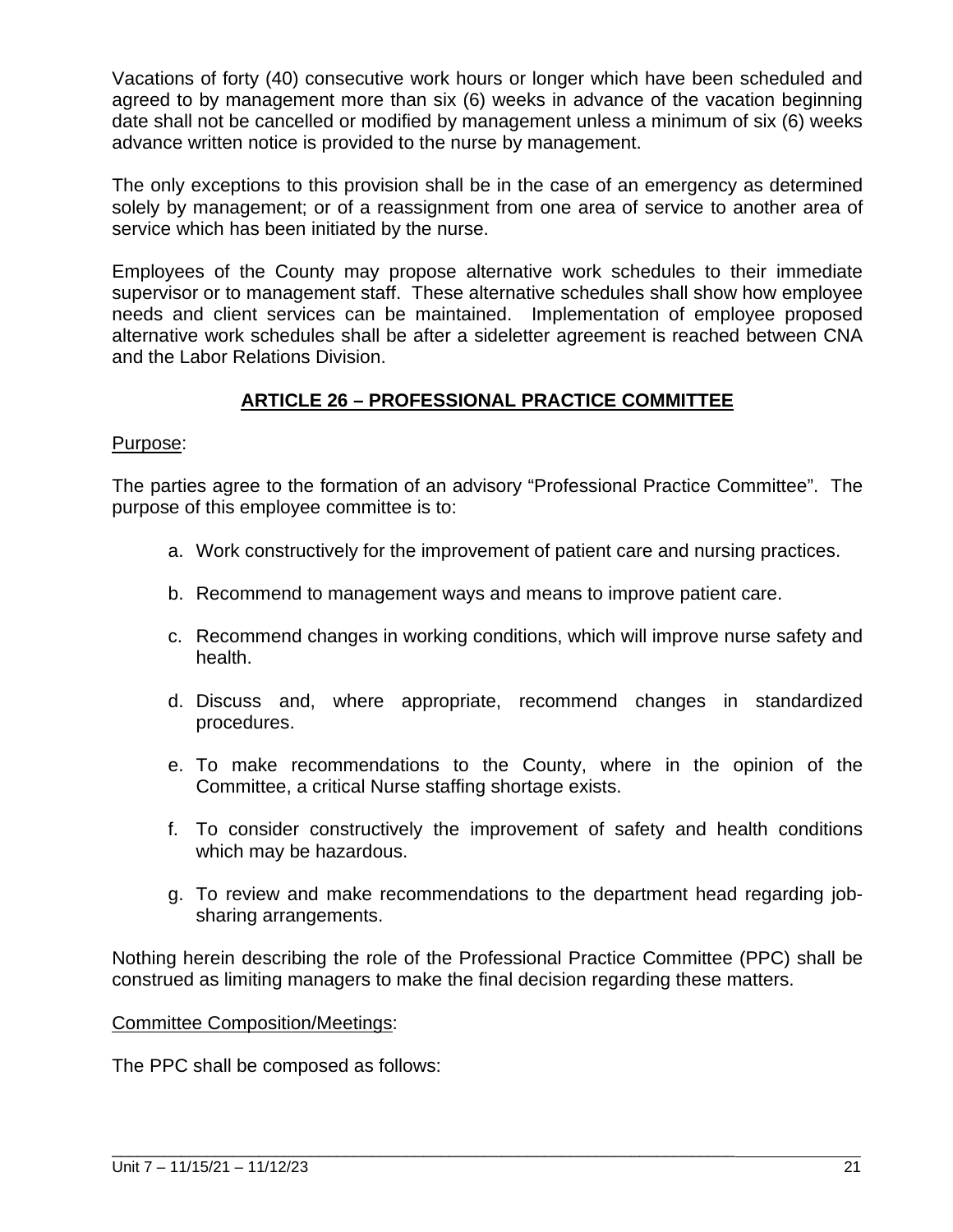Vacations of forty (40) consecutive work hours or longer which have been scheduled and agreed to by management more than six (6) weeks in advance of the vacation beginning date shall not be cancelled or modified by management unless a minimum of six (6) weeks advance written notice is provided to the nurse by management.

The only exceptions to this provision shall be in the case of an emergency as determined solely by management; or of a reassignment from one area of service to another area of service which has been initiated by the nurse.

Employees of the County may propose alternative work schedules to their immediate supervisor or to management staff. These alternative schedules shall show how employee needs and client services can be maintained. Implementation of employee proposed alternative work schedules shall be after a sideletter agreement is reached between CNA and the Labor Relations Division.

## ARTICLE 26 – PROFESSIONAL PRACTICE COMMITTEE

Purpose:

The parties agree to the formation of an advisory "Professional Practice Committee". The purpose of this employee committee is to:

a. Work constructively for the improvement of patient care and nursing practices.

b. Recommend to management ways and means to improve patient care.

c. Recommend changes in working conditions, which will improve nurse safety and health.

d. Discuss and, where appropriate, recommend changes in standardized procedures.

e. To make recommendations to the County, where in the opinion of the Committee, a critical Nurse staffing shortage exists.

f. To consider constructively the improvement of safety and health conditions which may be hazardous.

g. To review and make recommendations to the department head regarding job-sharing arrangements.

Nothing herein describing the role of the Professional Practice Committee (PPC) shall be construed as limiting managers to make the final decision regarding these matters.

Committee Composition/Meetings:

The PPC shall be composed as follows: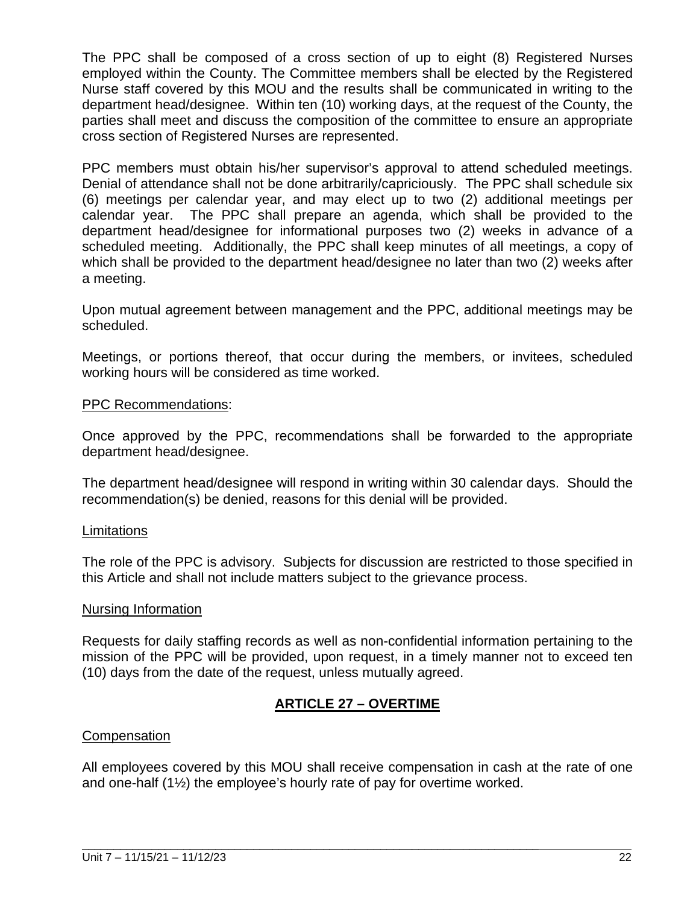The PPC shall be composed of a cross section of up to eight (8) Registered Nurses employed within the County. The Committee members shall be elected by the Registered Nurse staff covered by this MOU and the results shall be communicated in writing to the department head/designee. Within ten (10) working days, at the request of the County, the parties shall meet and discuss the composition of the committee to ensure an appropriate cross section of Registered Nurses are represented.

PPC members must obtain his/her supervisor's approval to attend scheduled meetings. Denial of attendance shall not be done arbitrarily/capriciously. The PPC shall schedule six (6) meetings per calendar year, and may elect up to two (2) additional meetings per calendar year. The PPC shall prepare an agenda, which shall be provided to the department head/designee for informational purposes two (2) weeks in advance of a scheduled meeting. Additionally, the PPC shall keep minutes of all meetings, a copy of which shall be provided to the department head/designee no later than two (2) weeks after a meeting.

Upon mutual agreement between management and the PPC, additional meetings may be scheduled.

Meetings, or portions thereof, that occur during the members, or invitees, scheduled working hours will be considered as time worked.

PPC Recommendations:

Once approved by the PPC, recommendations shall be forwarded to the appropriate department head/designee.

The department head/designee will respond in writing within 30 calendar days. Should the recommendation(s) be denied, reasons for this denial will be provided.

Limitations

The role of the PPC is advisory. Subjects for discussion are restricted to those specified in this Article and shall not include matters subject to the grievance process.

Nursing Information

Requests for daily staffing records as well as non-confidential information pertaining to the mission of the PPC will be provided, upon request, in a timely manner not to exceed ten (10) days from the date of the request, unless mutually agreed.

## ARTICLE 27 – OVERTIME

Compensation

All employees covered by this MOU shall receive compensation in cash at the rate of one and one-half (1½) the employee's hourly rate of pay for overtime worked.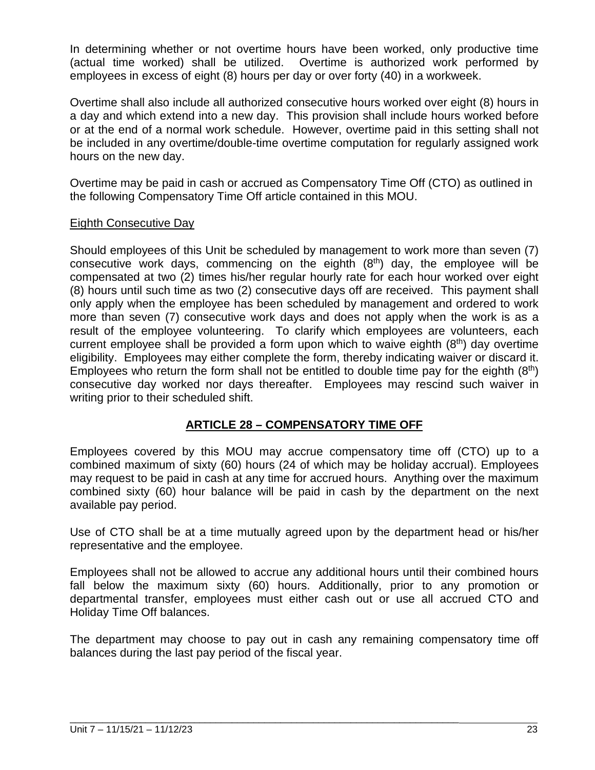In determining whether or not overtime hours have been worked, only productive time (actual time worked) shall be utilized. Overtime is authorized work performed by employees in excess of eight (8) hours per day or over forty (40) in a workweek.

Overtime shall also include all authorized consecutive hours worked over eight (8) hours in a day and which extend into a new day. This provision shall include hours worked before or at the end of a normal work schedule. However, overtime paid in this setting shall not be included in any overtime/double-time overtime computation for regularly assigned work hours on the new day.

Overtime may be paid in cash or accrued as Compensatory Time Off (CTO) as outlined in the following Compensatory Time Off article contained in this MOU.

Eighth Consecutive Day

Should employees of this Unit be scheduled by management to work more than seven (7) consecutive work days, commencing on the eighth (8th) day, the employee will be compensated at two (2) times his/her regular hourly rate for each hour worked over eight (8) hours until such time as two (2) consecutive days off are received. This payment shall only apply when the employee has been scheduled by management and ordered to work more than seven (7) consecutive work days and does not apply when the work is as a result of the employee volunteering. To clarify which employees are volunteers, each current employee shall be provided a form upon which to waive eighth (8th) day overtime eligibility. Employees may either complete the form, thereby indicating waiver or discard it. Employees who return the form shall not be entitled to double time pay for the eighth (8th) consecutive day worked nor days thereafter. Employees may rescind such waiver in writing prior to their scheduled shift.

## ARTICLE 28 – COMPENSATORY TIME OFF

Employees covered by this MOU may accrue compensatory time off (CTO) up to a combined maximum of sixty (60) hours (24 of which may be holiday accrual). Employees may request to be paid in cash at any time for accrued hours. Anything over the maximum combined sixty (60) hour balance will be paid in cash by the department on the next available pay period.

Use of CTO shall be at a time mutually agreed upon by the department head or his/her representative and the employee.

Employees shall not be allowed to accrue any additional hours until their combined hours fall below the maximum sixty (60) hours. Additionally, prior to any promotion or departmental transfer, employees must either cash out or use all accrued CTO and Holiday Time Off balances.

The department may choose to pay out in cash any remaining compensatory time off balances during the last pay period of the fiscal year.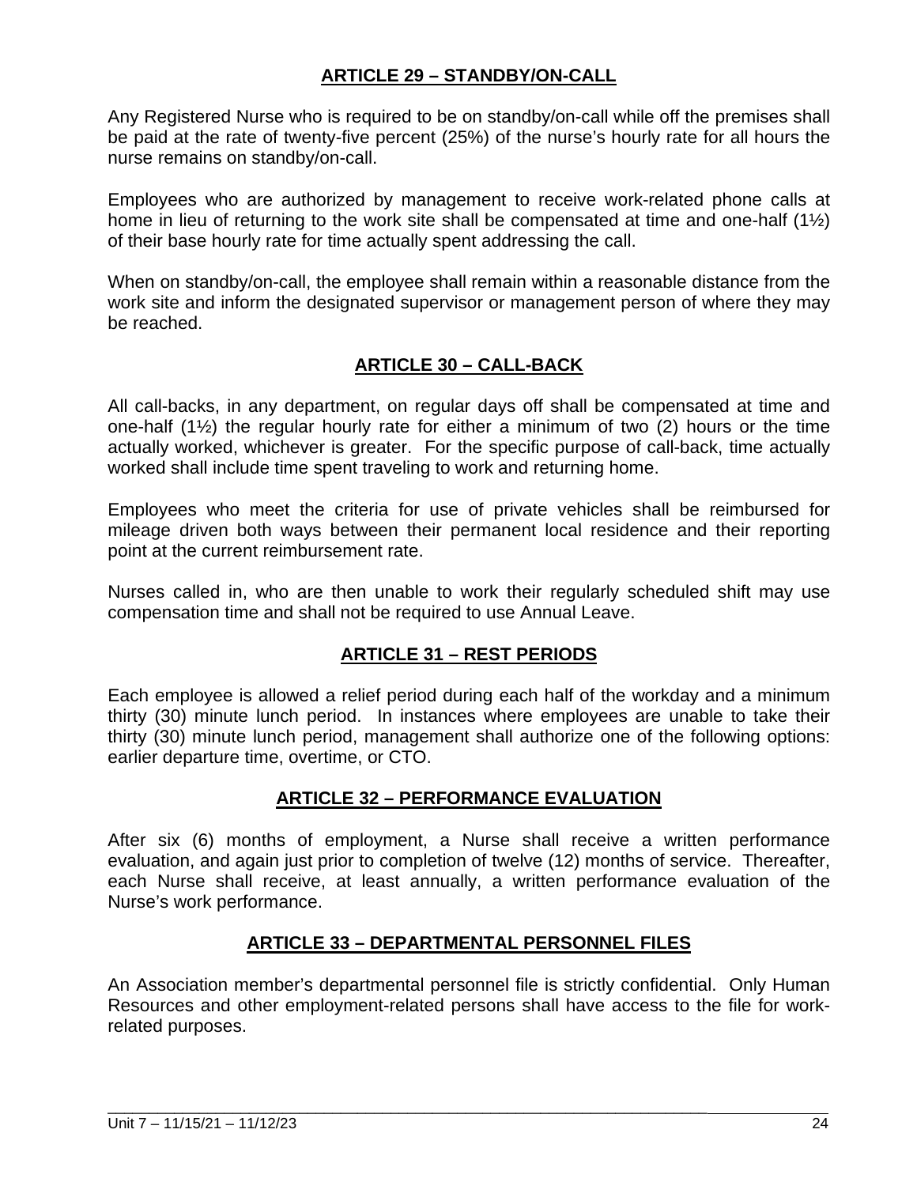## ARTICLE 29 – STANDBY/ON-CALL

Any Registered Nurse who is required to be on standby/on-call while off the premises shall be paid at the rate of twenty-five percent (25%) of the nurse's hourly rate for all hours the nurse remains on standby/on-call.

Employees who are authorized by management to receive work-related phone calls at home in lieu of returning to the work site shall be compensated at time and one-half (1½) of their base hourly rate for time actually spent addressing the call.

When on standby/on-call, the employee shall remain within a reasonable distance from the work site and inform the designated supervisor or management person of where they may be reached.

## ARTICLE 30 – CALL-BACK

All call-backs, in any department, on regular days off shall be compensated at time and one-half (1½) the regular hourly rate for either a minimum of two (2) hours or the time actually worked, whichever is greater. For the specific purpose of call-back, time actually worked shall include time spent traveling to work and returning home.

Employees who meet the criteria for use of private vehicles shall be reimbursed for mileage driven both ways between their permanent local residence and their reporting point at the current reimbursement rate.

Nurses called in, who are then unable to work their regularly scheduled shift may use compensation time and shall not be required to use Annual Leave.

## ARTICLE 31 – REST PERIODS

Each employee is allowed a relief period during each half of the workday and a minimum thirty (30) minute lunch period. In instances where employees are unable to take their thirty (30) minute lunch period, management shall authorize one of the following options: earlier departure time, overtime, or CTO.

## ARTICLE 32 – PERFORMANCE EVALUATION

After six (6) months of employment, a Nurse shall receive a written performance evaluation, and again just prior to completion of twelve (12) months of service. Thereafter, each Nurse shall receive, at least annually, a written performance evaluation of the Nurse's work performance.

## ARTICLE 33 – DEPARTMENTAL PERSONNEL FILES

An Association member's departmental personnel file is strictly confidential. Only Human Resources and other employment-related persons shall have access to the file for work-related purposes.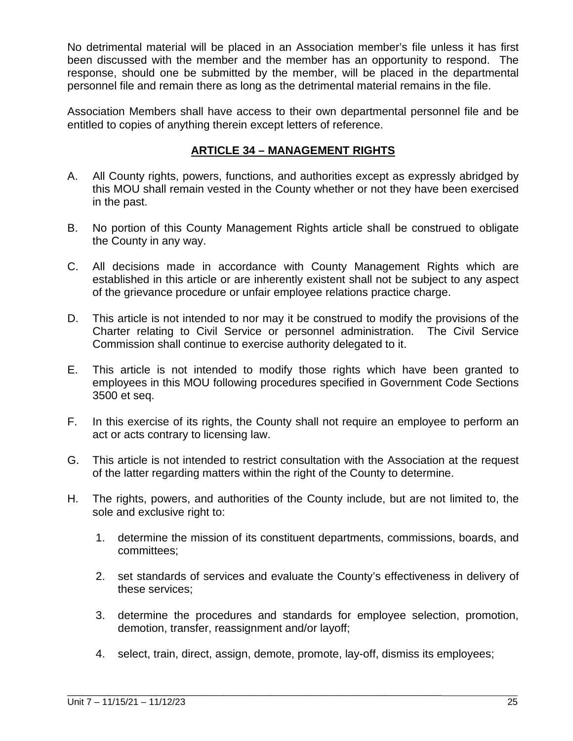No detrimental material will be placed in an Association member's file unless it has first been discussed with the member and the member has an opportunity to respond. The response, should one be submitted by the member, will be placed in the departmental personnel file and remain there as long as the detrimental material remains in the file.

Association Members shall have access to their own departmental personnel file and be entitled to copies of anything therein except letters of reference.

## ARTICLE 34 – MANAGEMENT RIGHTS

A. All County rights, powers, functions, and authorities except as expressly abridged by this MOU shall remain vested in the County whether or not they have been exercised in the past.

B. No portion of this County Management Rights article shall be construed to obligate the County in any way.

C. All decisions made in accordance with County Management Rights which are established in this article or are inherently existent shall not be subject to any aspect of the grievance procedure or unfair employee relations practice charge.

D. This article is not intended to nor may it be construed to modify the provisions of the Charter relating to Civil Service or personnel administration. The Civil Service Commission shall continue to exercise authority delegated to it.

E. This article is not intended to modify those rights which have been granted to employees in this MOU following procedures specified in Government Code Sections 3500 et seq.

F. In this exercise of its rights, the County shall not require an employee to perform an act or acts contrary to licensing law.

G. This article is not intended to restrict consultation with the Association at the request of the latter regarding matters within the right of the County to determine.

H. The rights, powers, and authorities of the County include, but are not limited to, the sole and exclusive right to:

   1. determine the mission of its constituent departments, commissions, boards, and committees;

   2. set standards of services and evaluate the County's effectiveness in delivery of these services;

   3. determine the procedures and standards for employee selection, promotion, demotion, transfer, reassignment and/or layoff;

   4. select, train, direct, assign, demote, promote, lay-off, dismiss its employees;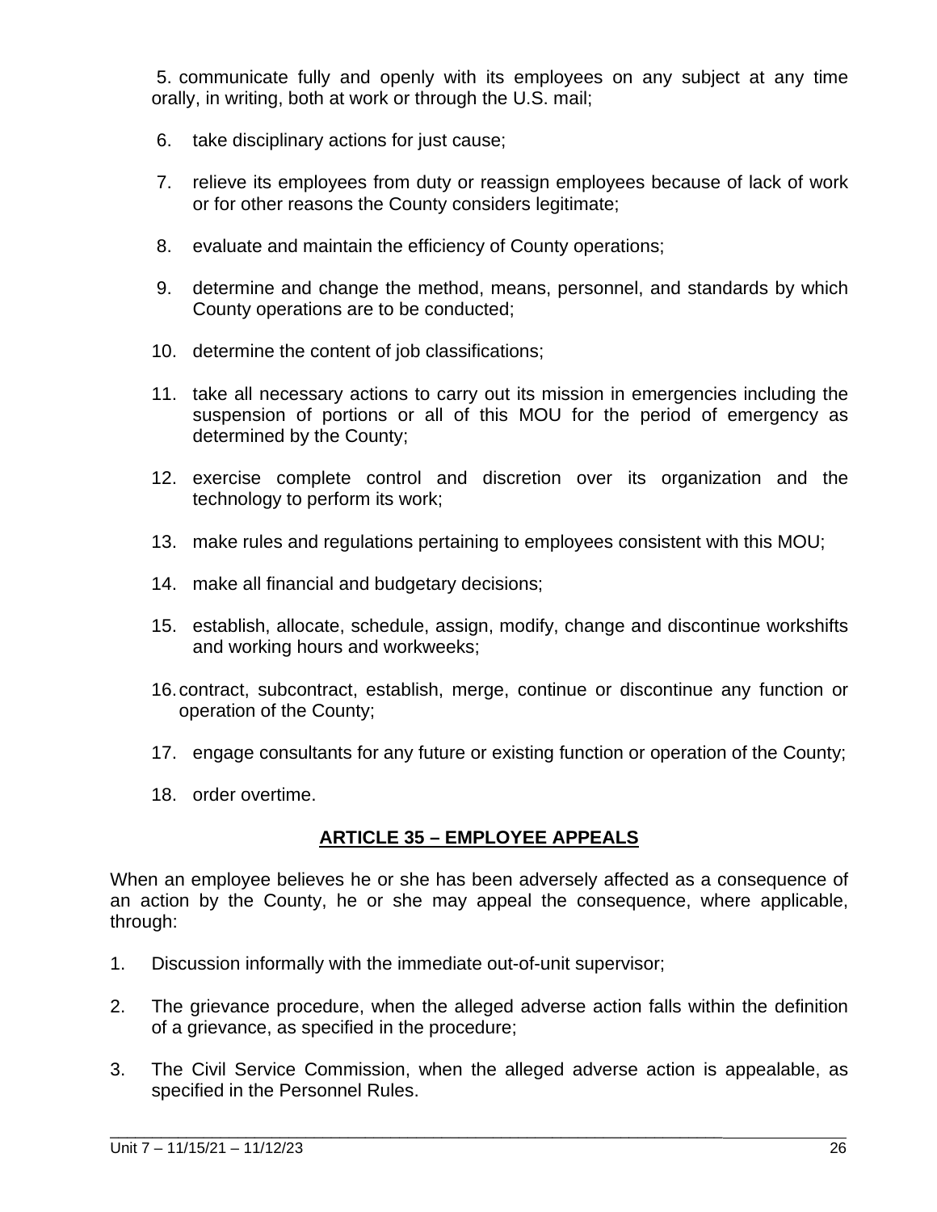5. communicate fully and openly with its employees on any subject at any time orally, in writing, both at work or through the U.S. mail;

6. take disciplinary actions for just cause;

7. relieve its employees from duty or reassign employees because of lack of work or for other reasons the County considers legitimate;

8. evaluate and maintain the efficiency of County operations;

9. determine and change the method, means, personnel, and standards by which County operations are to be conducted;

10. determine the content of job classifications;

11. take all necessary actions to carry out its mission in emergencies including the suspension of portions or all of this MOU for the period of emergency as determined by the County;

12. exercise complete control and discretion over its organization and the technology to perform its work;

13. make rules and regulations pertaining to employees consistent with this MOU;

14. make all financial and budgetary decisions;

15. establish, allocate, schedule, assign, modify, change and discontinue workshifts and working hours and workweeks;

16. contract, subcontract, establish, merge, continue or discontinue any function or operation of the County;

17. engage consultants for any future or existing function or operation of the County;

18. order overtime.

## ARTICLE 35 – EMPLOYEE APPEALS

When an employee believes he or she has been adversely affected as a consequence of an action by the County, he or she may appeal the consequence, where applicable, through:

1. Discussion informally with the immediate out-of-unit supervisor;

2. The grievance procedure, when the alleged adverse action falls within the definition of a grievance, as specified in the procedure;

3. The Civil Service Commission, when the alleged adverse action is appealable, as specified in the Personnel Rules.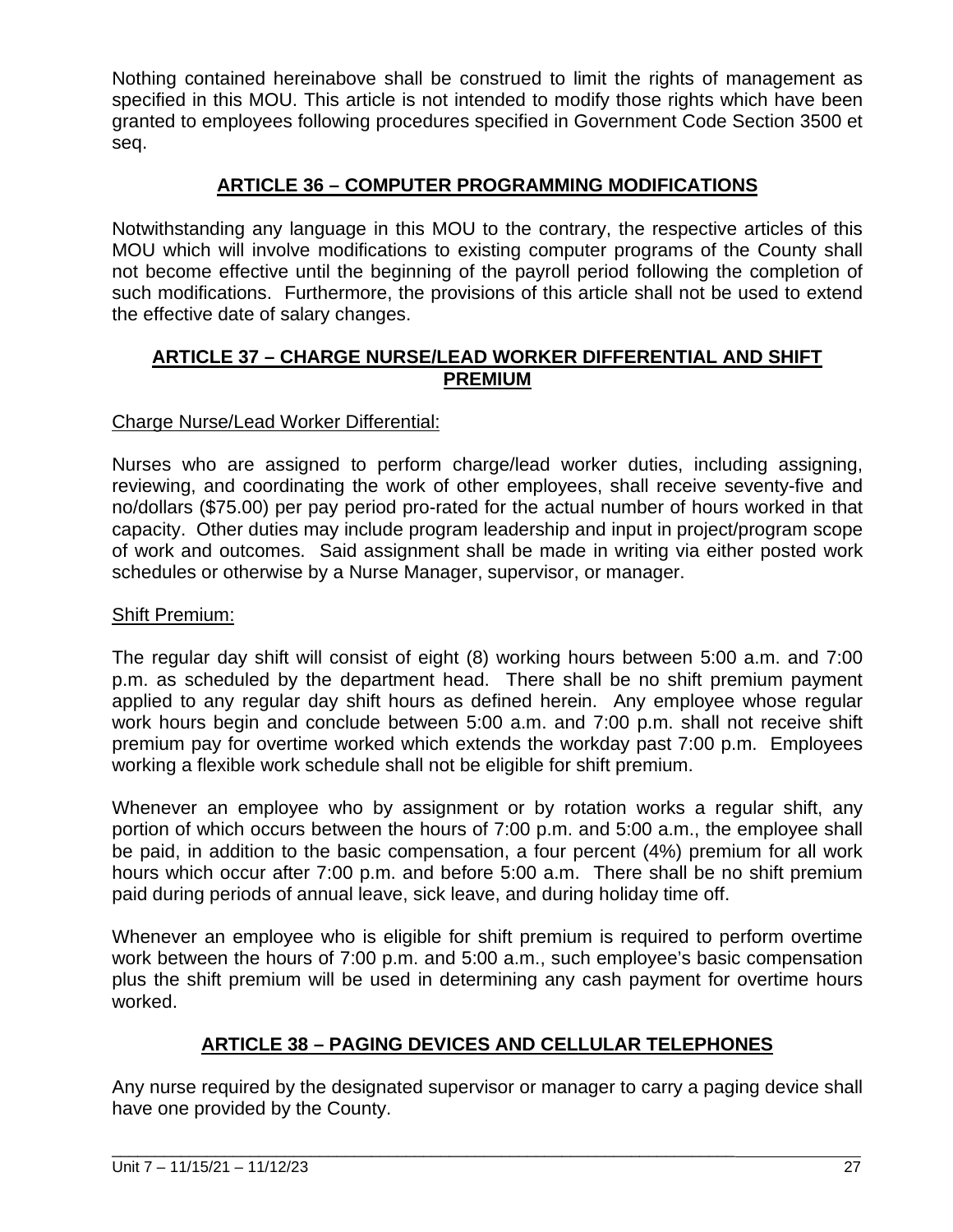Nothing contained hereinabove shall be construed to limit the rights of management as specified in this MOU. This article is not intended to modify those rights which have been granted to employees following procedures specified in Government Code Section 3500 et seq.

## ARTICLE 36 – COMPUTER PROGRAMMING MODIFICATIONS

Notwithstanding any language in this MOU to the contrary, the respective articles of this MOU which will involve modifications to existing computer programs of the County shall not become effective until the beginning of the payroll period following the completion of such modifications. Furthermore, the provisions of this article shall not be used to extend the effective date of salary changes.

## ARTICLE 37 – CHARGE NURSE/LEAD WORKER DIFFERENTIAL AND SHIFT PREMIUM

Charge Nurse/Lead Worker Differential:

Nurses who are assigned to perform charge/lead worker duties, including assigning, reviewing, and coordinating the work of other employees, shall receive seventy-five and no/dollars ($75.00) per pay period pro-rated for the actual number of hours worked in that capacity. Other duties may include program leadership and input in project/program scope of work and outcomes. Said assignment shall be made in writing via either posted work schedules or otherwise by a Nurse Manager, supervisor, or manager.

Shift Premium:

The regular day shift will consist of eight (8) working hours between 5:00 a.m. and 7:00 p.m. as scheduled by the department head. There shall be no shift premium payment applied to any regular day shift hours as defined herein. Any employee whose regular work hours begin and conclude between 5:00 a.m. and 7:00 p.m. shall not receive shift premium pay for overtime worked which extends the workday past 7:00 p.m. Employees working a flexible work schedule shall not be eligible for shift premium.

Whenever an employee who by assignment or by rotation works a regular shift, any portion of which occurs between the hours of 7:00 p.m. and 5:00 a.m., the employee shall be paid, in addition to the basic compensation, a four percent (4%) premium for all work hours which occur after 7:00 p.m. and before 5:00 a.m. There shall be no shift premium paid during periods of annual leave, sick leave, and during holiday time off.

Whenever an employee who is eligible for shift premium is required to perform overtime work between the hours of 7:00 p.m. and 5:00 a.m., such employee's basic compensation plus the shift premium will be used in determining any cash payment for overtime hours worked.

## ARTICLE 38 – PAGING DEVICES AND CELLULAR TELEPHONES

Any nurse required by the designated supervisor or manager to carry a paging device shall have one provided by the County.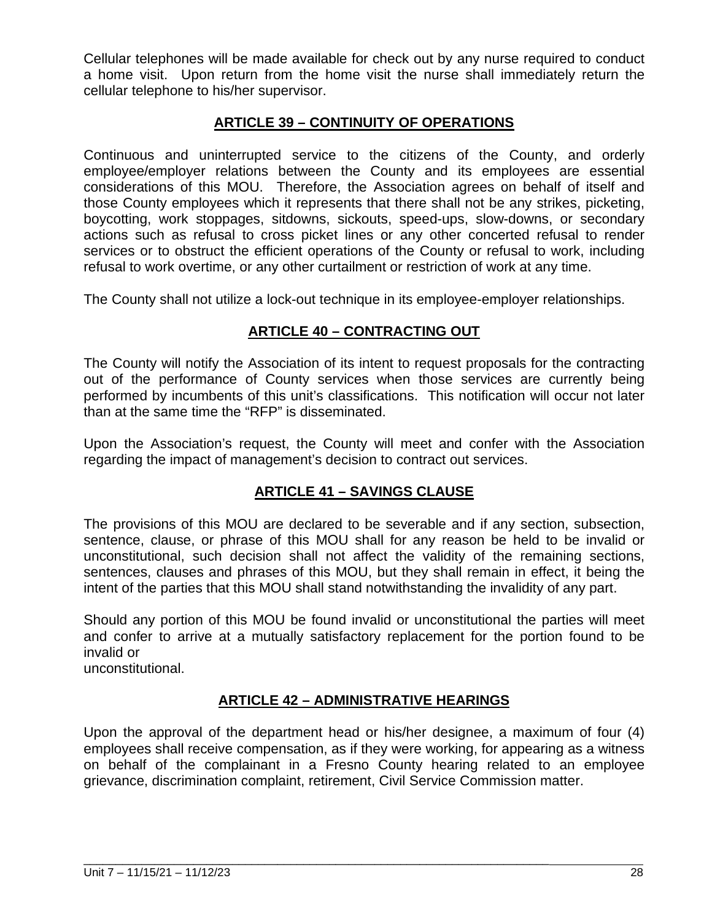Cellular telephones will be made available for check out by any nurse required to conduct a home visit. Upon return from the home visit the nurse shall immediately return the cellular telephone to his/her supervisor.

## ARTICLE 39 – CONTINUITY OF OPERATIONS

Continuous and uninterrupted service to the citizens of the County, and orderly employee/employer relations between the County and its employees are essential considerations of this MOU. Therefore, the Association agrees on behalf of itself and those County employees which it represents that there shall not be any strikes, picketing, boycotting, work stoppages, sitdowns, sickouts, speed-ups, slow-downs, or secondary actions such as refusal to cross picket lines or any other concerted refusal to render services or to obstruct the efficient operations of the County or refusal to work, including refusal to work overtime, or any other curtailment or restriction of work at any time.

The County shall not utilize a lock-out technique in its employee-employer relationships.

## ARTICLE 40 – CONTRACTING OUT

The County will notify the Association of its intent to request proposals for the contracting out of the performance of County services when those services are currently being performed by incumbents of this unit's classifications. This notification will occur not later than at the same time the "RFP" is disseminated.

Upon the Association's request, the County will meet and confer with the Association regarding the impact of management's decision to contract out services.

## ARTICLE 41 – SAVINGS CLAUSE

The provisions of this MOU are declared to be severable and if any section, subsection, sentence, clause, or phrase of this MOU shall for any reason be held to be invalid or unconstitutional, such decision shall not affect the validity of the remaining sections, sentences, clauses and phrases of this MOU, but they shall remain in effect, it being the intent of the parties that this MOU shall stand notwithstanding the invalidity of any part.

Should any portion of this MOU be found invalid or unconstitutional the parties will meet and confer to arrive at a mutually satisfactory replacement for the portion found to be invalid or unconstitutional.

## ARTICLE 42 – ADMINISTRATIVE HEARINGS

Upon the approval of the department head or his/her designee, a maximum of four (4) employees shall receive compensation, as if they were working, for appearing as a witness on behalf of the complainant in a Fresno County hearing related to an employee grievance, discrimination complaint, retirement, Civil Service Commission matter.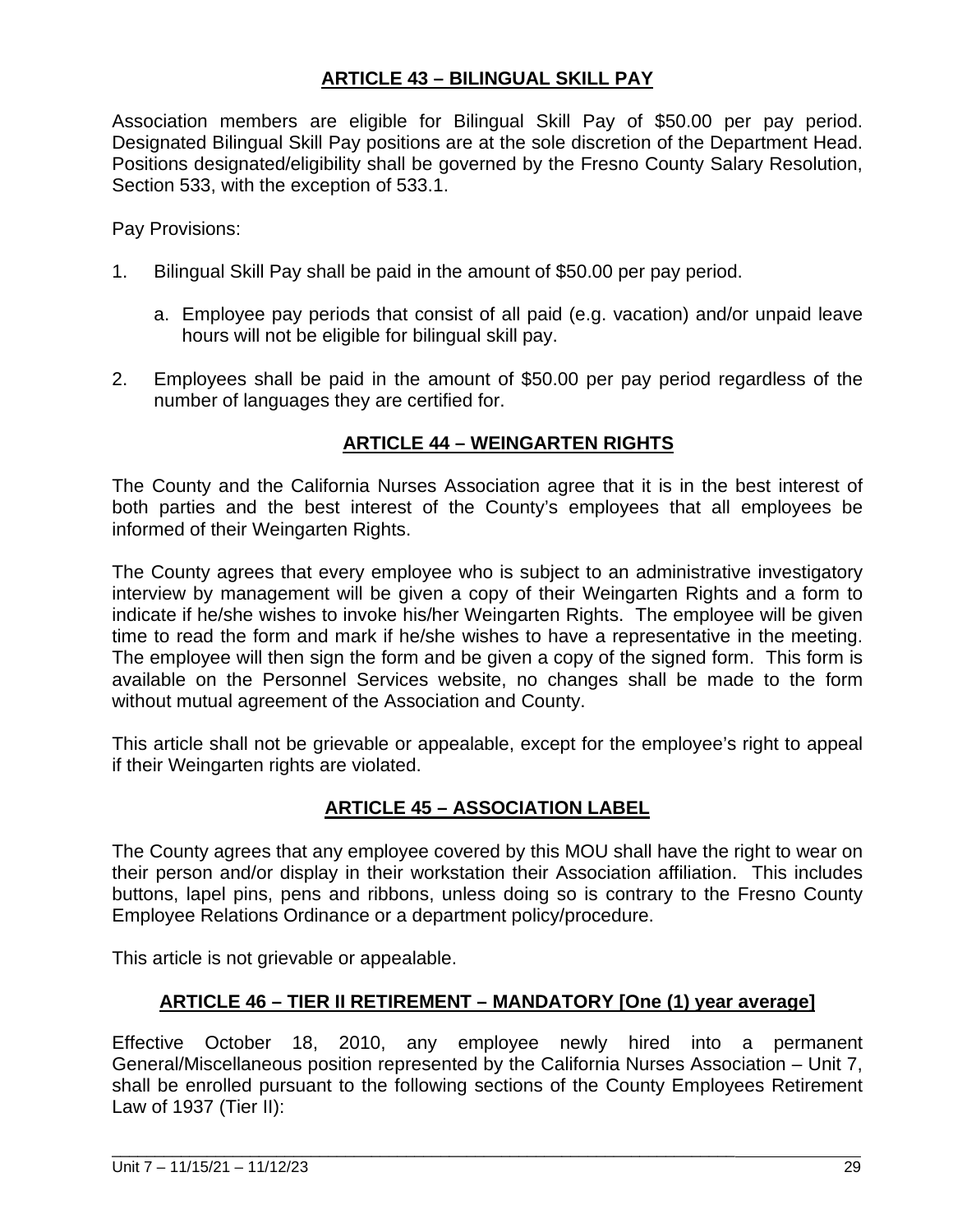## ARTICLE 43 – BILINGUAL SKILL PAY

Association members are eligible for Bilingual Skill Pay of $50.00 per pay period. Designated Bilingual Skill Pay positions are at the sole discretion of the Department Head. Positions designated/eligibility shall be governed by the Fresno County Salary Resolution, Section 533, with the exception of 533.1.

Pay Provisions:

1. Bilingual Skill Pay shall be paid in the amount of $50.00 per pay period.

   a. Employee pay periods that consist of all paid (e.g. vacation) and/or unpaid leave hours will not be eligible for bilingual skill pay.

2. Employees shall be paid in the amount of $50.00 per pay period regardless of the number of languages they are certified for.

## ARTICLE 44 – WEINGARTEN RIGHTS

The County and the California Nurses Association agree that it is in the best interest of both parties and the best interest of the County's employees that all employees be informed of their Weingarten Rights.

The County agrees that every employee who is subject to an administrative investigatory interview by management will be given a copy of their Weingarten Rights and a form to indicate if he/she wishes to invoke his/her Weingarten Rights. The employee will be given time to read the form and mark if he/she wishes to have a representative in the meeting. The employee will then sign the form and be given a copy of the signed form. This form is available on the Personnel Services website, no changes shall be made to the form without mutual agreement of the Association and County.

This article shall not be grievable or appealable, except for the employee's right to appeal if their Weingarten rights are violated.

## ARTICLE 45 – ASSOCIATION LABEL

The County agrees that any employee covered by this MOU shall have the right to wear on their person and/or display in their workstation their Association affiliation. This includes buttons, lapel pins, pens and ribbons, unless doing so is contrary to the Fresno County Employee Relations Ordinance or a department policy/procedure.

This article is not grievable or appealable.

## ARTICLE 46 – TIER II RETIREMENT – MANDATORY [One (1) year average]

Effective October 18, 2010, any employee newly hired into a permanent General/Miscellaneous position represented by the California Nurses Association – Unit 7, shall be enrolled pursuant to the following sections of the County Employees Retirement Law of 1937 (Tier II):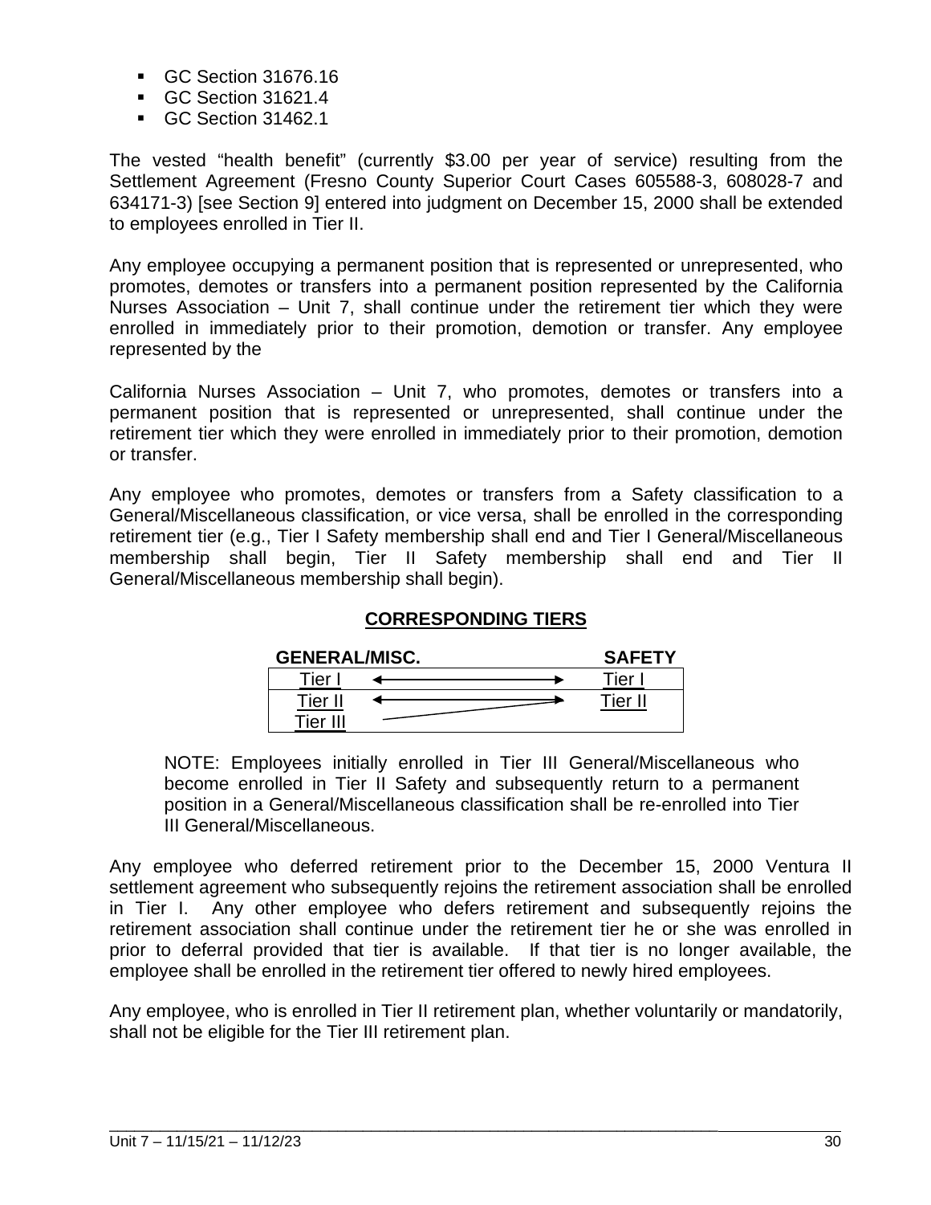- GC Section 31676.16
- GC Section 31621.4
- GC Section 31462.1

The vested "health benefit" (currently $3.00 per year of service) resulting from the Settlement Agreement (Fresno County Superior Court Cases 605588-3, 608028-7 and 634171-3) [see Section 9] entered into judgment on December 15, 2000 shall be extended to employees enrolled in Tier II.

Any employee occupying a permanent position that is represented or unrepresented, who promotes, demotes or transfers into a permanent position represented by the California Nurses Association – Unit 7, shall continue under the retirement tier which they were enrolled in immediately prior to their promotion, demotion or transfer. Any employee represented by the

California Nurses Association – Unit 7, who promotes, demotes or transfers into a permanent position that is represented or unrepresented, shall continue under the retirement tier which they were enrolled in immediately prior to their promotion, demotion or transfer.

Any employee who promotes, demotes or transfers from a Safety classification to a General/Miscellaneous classification, or vice versa, shall be enrolled in the corresponding retirement tier (e.g., Tier I Safety membership shall end and Tier I General/Miscellaneous membership shall begin, Tier II Safety membership shall end and Tier II General/Miscellaneous membership shall begin).

**CORRESPONDING TIERS**

| GENERAL/MISC. | | SAFETY |
|---|---|---|
| Tier I | ←→ | Tier I |
| Tier II | ←→ | Tier II |
| Tier III | → | |

NOTE: Employees initially enrolled in Tier III General/Miscellaneous who become enrolled in Tier II Safety and subsequently return to a permanent position in a General/Miscellaneous classification shall be re-enrolled into Tier III General/Miscellaneous.

Any employee who deferred retirement prior to the December 15, 2000 Ventura II settlement agreement who subsequently rejoins the retirement association shall be enrolled in Tier I. Any other employee who defers retirement and subsequently rejoins the retirement association shall continue under the retirement tier he or she was enrolled in prior to deferral provided that tier is available. If that tier is no longer available, the employee shall be enrolled in the retirement tier offered to newly hired employees.

Any employee, who is enrolled in Tier II retirement plan, whether voluntarily or mandatorily, shall not be eligible for the Tier III retirement plan.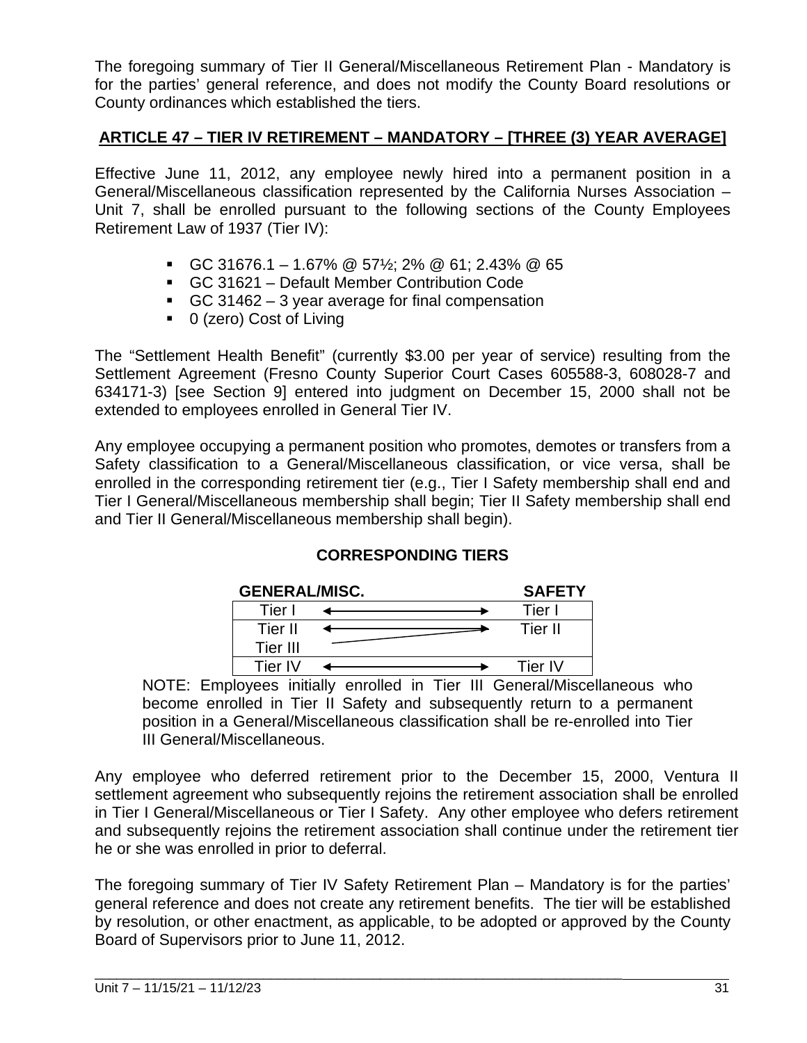The foregoing summary of Tier II General/Miscellaneous Retirement Plan - Mandatory is for the parties' general reference, and does not modify the County Board resolutions or County ordinances which established the tiers.

## ARTICLE 47 – TIER IV RETIREMENT – MANDATORY – [THREE (3) YEAR AVERAGE]

Effective June 11, 2012, any employee newly hired into a permanent position in a General/Miscellaneous classification represented by the California Nurses Association – Unit 7, shall be enrolled pursuant to the following sections of the County Employees Retirement Law of 1937 (Tier IV):

- GC 31676.1 – 1.67% @ 57½; 2% @ 61; 2.43% @ 65
- GC 31621 – Default Member Contribution Code
- GC 31462 – 3 year average for final compensation
- 0 (zero) Cost of Living

The "Settlement Health Benefit" (currently $3.00 per year of service) resulting from the Settlement Agreement (Fresno County Superior Court Cases 605588-3, 608028-7 and 634171-3) [see Section 9] entered into judgment on December 15, 2000 shall not be extended to employees enrolled in General Tier IV.

Any employee occupying a permanent position who promotes, demotes or transfers from a Safety classification to a General/Miscellaneous classification, or vice versa, shall be enrolled in the corresponding retirement tier (e.g., Tier I Safety membership shall end and Tier I General/Miscellaneous membership shall begin; Tier II Safety membership shall end and Tier II General/Miscellaneous membership shall begin).

**CORRESPONDING TIERS**

| GENERAL/MISC. | | SAFETY |
|---|---|---|
| Tier I | ←——→ | Tier I |
| Tier II | ←——→ | Tier II |
| Tier III | ——↗ (to Tier II Safety) | |
| Tier IV | ←——→ | Tier IV |

NOTE: Employees initially enrolled in Tier III General/Miscellaneous who become enrolled in Tier II Safety and subsequently return to a permanent position in a General/Miscellaneous classification shall be re-enrolled into Tier III General/Miscellaneous.

Any employee who deferred retirement prior to the December 15, 2000, Ventura II settlement agreement who subsequently rejoins the retirement association shall be enrolled in Tier I General/Miscellaneous or Tier I Safety. Any other employee who defers retirement and subsequently rejoins the retirement association shall continue under the retirement tier he or she was enrolled in prior to deferral.

The foregoing summary of Tier IV Safety Retirement Plan – Mandatory is for the parties' general reference and does not create any retirement benefits. The tier will be established by resolution, or other enactment, as applicable, to be adopted or approved by the County Board of Supervisors prior to June 11, 2012.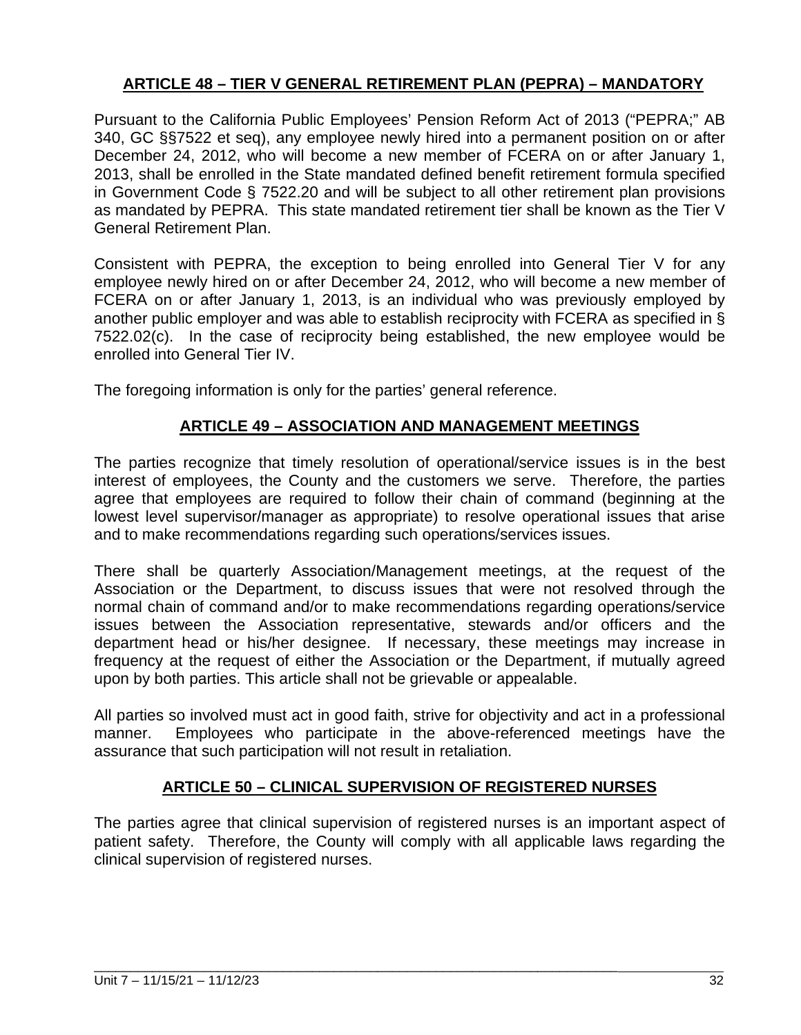## ARTICLE 48 – TIER V GENERAL RETIREMENT PLAN (PEPRA) – MANDATORY

Pursuant to the California Public Employees' Pension Reform Act of 2013 ("PEPRA;" AB 340, GC §§7522 et seq), any employee newly hired into a permanent position on or after December 24, 2012, who will become a new member of FCERA on or after January 1, 2013, shall be enrolled in the State mandated defined benefit retirement formula specified in Government Code § 7522.20 and will be subject to all other retirement plan provisions as mandated by PEPRA. This state mandated retirement tier shall be known as the Tier V General Retirement Plan.

Consistent with PEPRA, the exception to being enrolled into General Tier V for any employee newly hired on or after December 24, 2012, who will become a new member of FCERA on or after January 1, 2013, is an individual who was previously employed by another public employer and was able to establish reciprocity with FCERA as specified in § 7522.02(c). In the case of reciprocity being established, the new employee would be enrolled into General Tier IV.

The foregoing information is only for the parties' general reference.

## ARTICLE 49 – ASSOCIATION AND MANAGEMENT MEETINGS

The parties recognize that timely resolution of operational/service issues is in the best interest of employees, the County and the customers we serve. Therefore, the parties agree that employees are required to follow their chain of command (beginning at the lowest level supervisor/manager as appropriate) to resolve operational issues that arise and to make recommendations regarding such operations/services issues.

There shall be quarterly Association/Management meetings, at the request of the Association or the Department, to discuss issues that were not resolved through the normal chain of command and/or to make recommendations regarding operations/service issues between the Association representative, stewards and/or officers and the department head or his/her designee. If necessary, these meetings may increase in frequency at the request of either the Association or the Department, if mutually agreed upon by both parties. This article shall not be grievable or appealable.

All parties so involved must act in good faith, strive for objectivity and act in a professional manner. Employees who participate in the above-referenced meetings have the assurance that such participation will not result in retaliation.

## ARTICLE 50 – CLINICAL SUPERVISION OF REGISTERED NURSES

The parties agree that clinical supervision of registered nurses is an important aspect of patient safety. Therefore, the County will comply with all applicable laws regarding the clinical supervision of registered nurses.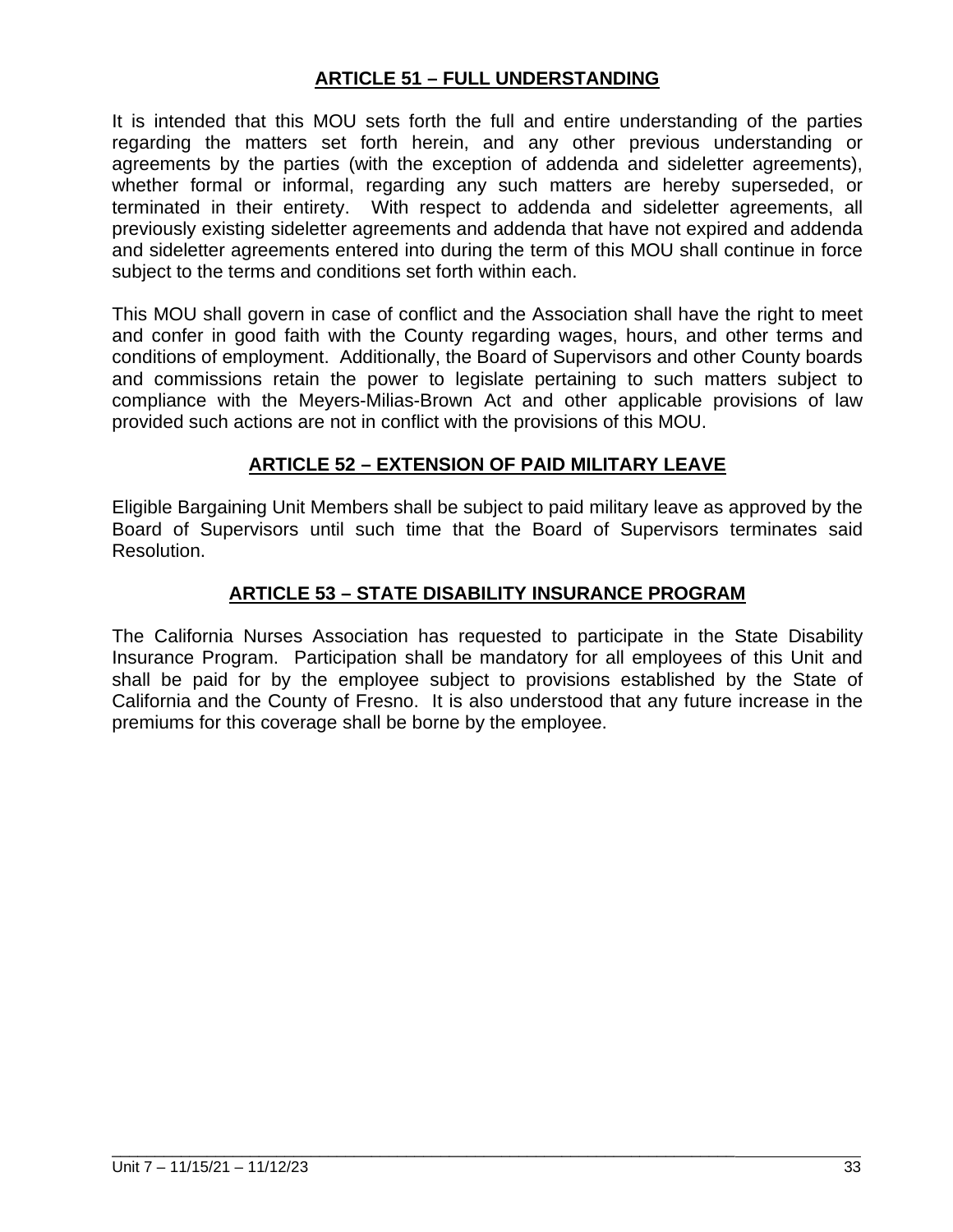## ARTICLE 51 – FULL UNDERSTANDING

It is intended that this MOU sets forth the full and entire understanding of the parties regarding the matters set forth herein, and any other previous understanding or agreements by the parties (with the exception of addenda and sideletter agreements), whether formal or informal, regarding any such matters are hereby superseded, or terminated in their entirety. With respect to addenda and sideletter agreements, all previously existing sideletter agreements and addenda that have not expired and addenda and sideletter agreements entered into during the term of this MOU shall continue in force subject to the terms and conditions set forth within each.

This MOU shall govern in case of conflict and the Association shall have the right to meet and confer in good faith with the County regarding wages, hours, and other terms and conditions of employment. Additionally, the Board of Supervisors and other County boards and commissions retain the power to legislate pertaining to such matters subject to compliance with the Meyers-Milias-Brown Act and other applicable provisions of law provided such actions are not in conflict with the provisions of this MOU.

## ARTICLE 52 – EXTENSION OF PAID MILITARY LEAVE

Eligible Bargaining Unit Members shall be subject to paid military leave as approved by the Board of Supervisors until such time that the Board of Supervisors terminates said Resolution.

## ARTICLE 53 – STATE DISABILITY INSURANCE PROGRAM

The California Nurses Association has requested to participate in the State Disability Insurance Program. Participation shall be mandatory for all employees of this Unit and shall be paid for by the employee subject to provisions established by the State of California and the County of Fresno. It is also understood that any future increase in the premiums for this coverage shall be borne by the employee.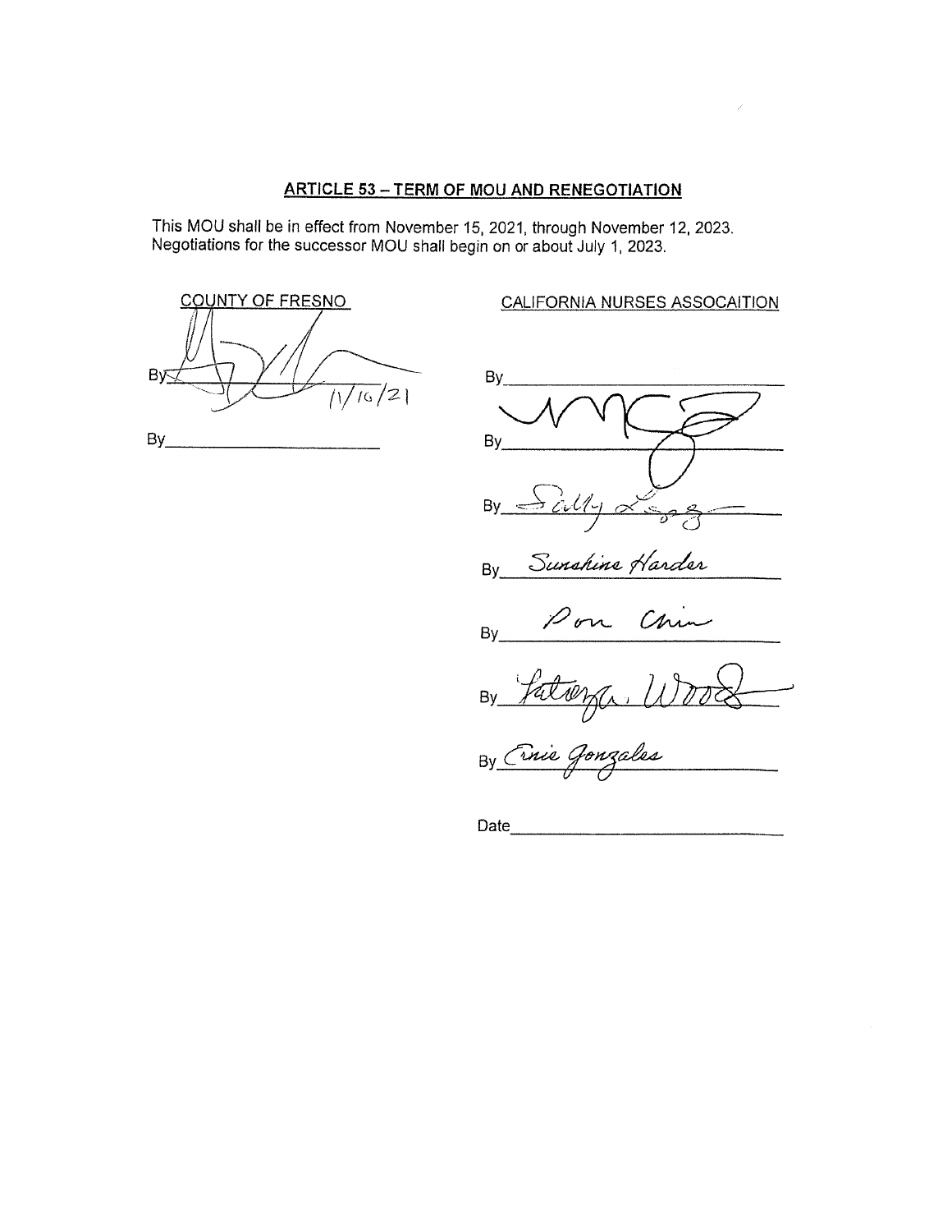## ARTICLE 53 – TERM OF MOU AND RENEGOTIATION

This MOU shall be in effect from November 15, 2021, through November 12, 2023. Negotiations for the successor MOU shall begin on or about July 1, 2023.

COUNTY OF FRESNO

By _______________ 11/16/21

By _______________

CALIFORNIA NURSES ASSOCAITION

By _______________

By _______________

By Sally Long

By Sunshine Harder

By Ron Chin

By Fatima Wood

By Ernie Gonzales

Date _______________